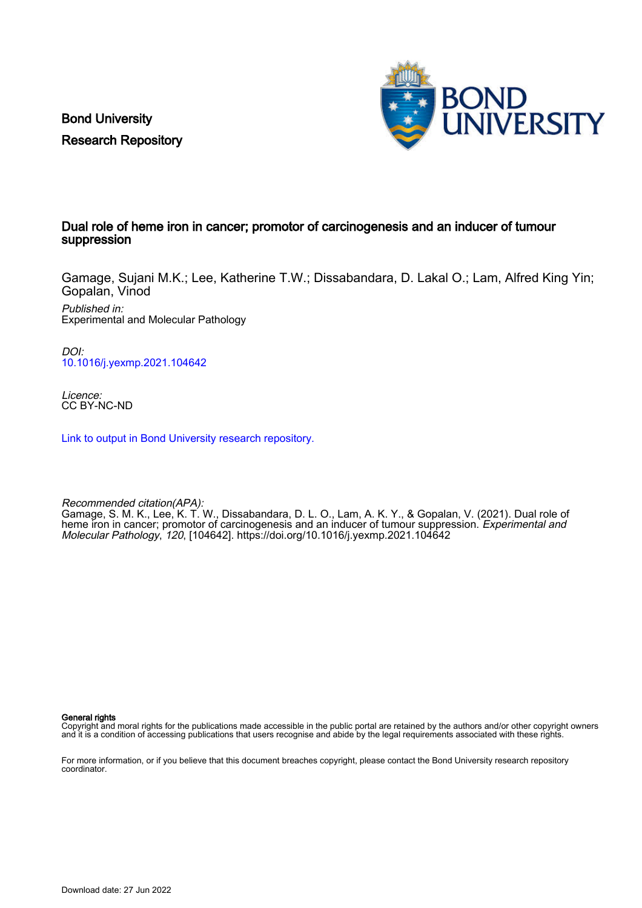Bond University
Research Repository

# Dual role of heme iron in cancer; promotor of carcinogenesis and an inducer of tumour suppression

Gamage, Sujani M.K.; Lee, Katherine T.W.; Dissabandara, D. Lakal O.; Lam, Alfred King Yin; Gopalan, Vinod

*Published in:*
Experimental and Molecular Pathology

*DOI:*
10.1016/j.yexmp.2021.104642

*Licence:*
CC BY-NC-ND

Link to output in Bond University research repository.

*Recommended citation(APA):*
Gamage, S. M. K., Lee, K. T. W., Dissabandara, D. L. O., Lam, A. K. Y., & Gopalan, V. (2021). Dual role of heme iron in cancer; promotor of carcinogenesis and an inducer of tumour suppression. *Experimental and Molecular Pathology*, *120*, [104642]. https://doi.org/10.1016/j.yexmp.2021.104642

**General rights**
Copyright and moral rights for the publications made accessible in the public portal are retained by the authors and/or other copyright owners and it is a condition of accessing publications that users recognise and abide by the legal requirements associated with these rights.

For more information, or if you believe that this document breaches copyright, please contact the Bond University research repository coordinator.

Download date: 27 Jun 2022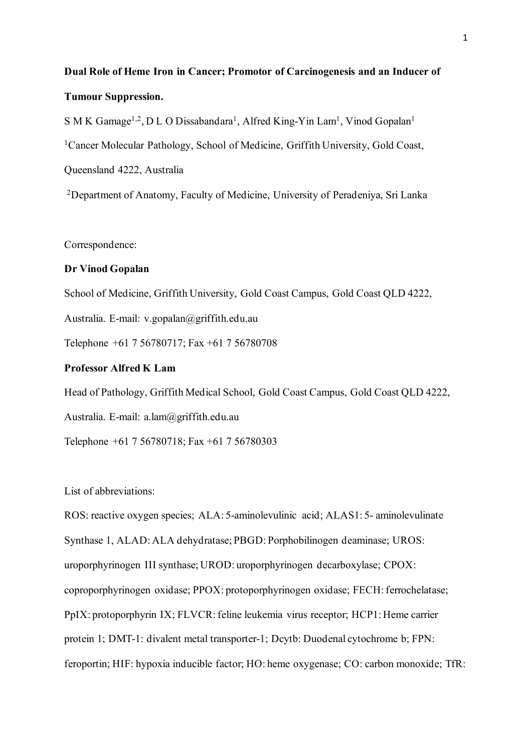**Dual Role of Heme Iron in Cancer; Promotor of Carcinogenesis and an Inducer of Tumour Suppression.**

S M K Gamage[1,2], D L O Dissabandara[1], Alfred King-Yin Lam[1], Vinod Gopalan[1]

[1]Cancer Molecular Pathology, School of Medicine, Griffith University, Gold Coast, Queensland 4222, Australia

[2]Department of Anatomy, Faculty of Medicine, University of Peradeniya, Sri Lanka

Correspondence:

**Dr Vinod Gopalan**

School of Medicine, Griffith University, Gold Coast Campus, Gold Coast QLD 4222, Australia. E-mail: v.gopalan@griffith.edu.au

Telephone +61 7 56780717; Fax +61 7 56780708

**Professor Alfred K Lam**

Head of Pathology, Griffith Medical School, Gold Coast Campus, Gold Coast QLD 4222, Australia. E-mail: a.lam@griffith.edu.au

Telephone +61 7 56780718; Fax +61 7 56780303

List of abbreviations:

ROS: reactive oxygen species; ALA: 5-aminolevulinic acid; ALAS1: 5- aminolevulinate Synthase 1, ALAD: ALA dehydratase; PBGD: Porphobilinogen deaminase; UROS: uroporphyrinogen III synthase; UROD: uroporphyrinogen decarboxylase; CPOX: coproporphyrinogen oxidase; PPOX: protoporphyrinogen oxidase; FECH: ferrochelatase; PpIX: protoporphyrin IX; FLVCR: feline leukemia virus receptor; HCP1: Heme carrier protein 1; DMT-1: divalent metal transporter-1; Dcytb: Duodenal cytochrome b; FPN: feroportin; HIF: hypoxia inducible factor; HO: heme oxygenase; CO: carbon monoxide; TfR: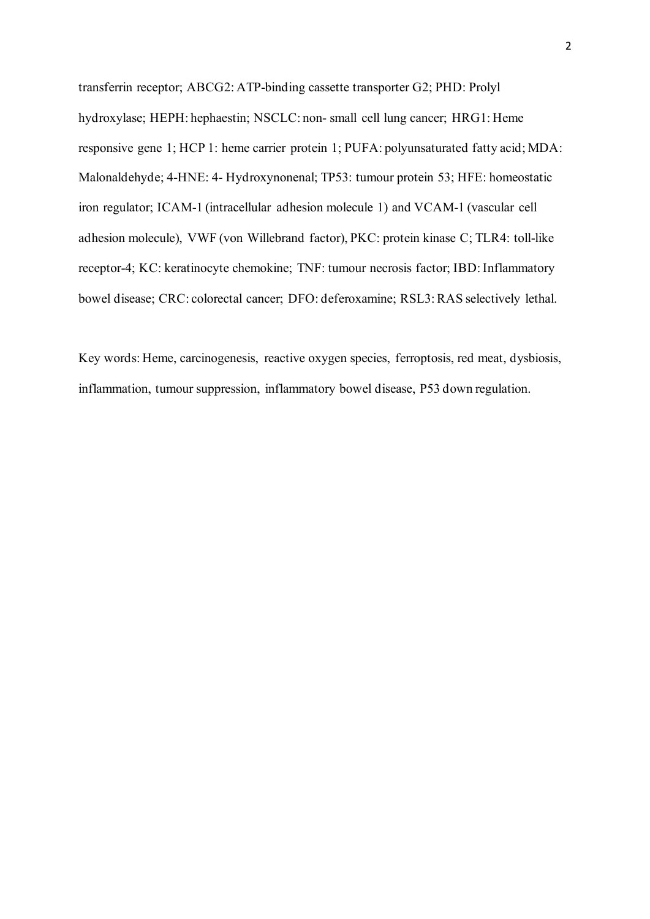transferrin receptor; ABCG2: ATP-binding cassette transporter G2; PHD: Prolyl hydroxylase; HEPH: hephaestin; NSCLC: non- small cell lung cancer; HRG1: Heme responsive gene 1; HCP 1: heme carrier protein 1; PUFA: polyunsaturated fatty acid; MDA: Malonaldehyde; 4-HNE: 4- Hydroxynonenal; TP53: tumour protein 53; HFE: homeostatic iron regulator; ICAM-1 (intracellular adhesion molecule 1) and VCAM-1 (vascular cell adhesion molecule), VWF (von Willebrand factor), PKC: protein kinase C; TLR4: toll-like receptor-4; KC: keratinocyte chemokine; TNF: tumour necrosis factor; IBD: Inflammatory bowel disease; CRC: colorectal cancer; DFO: deferoxamine; RSL3: RAS selectively lethal.

Key words: Heme, carcinogenesis, reactive oxygen species, ferroptosis, red meat, dysbiosis, inflammation, tumour suppression, inflammatory bowel disease, P53 down regulation.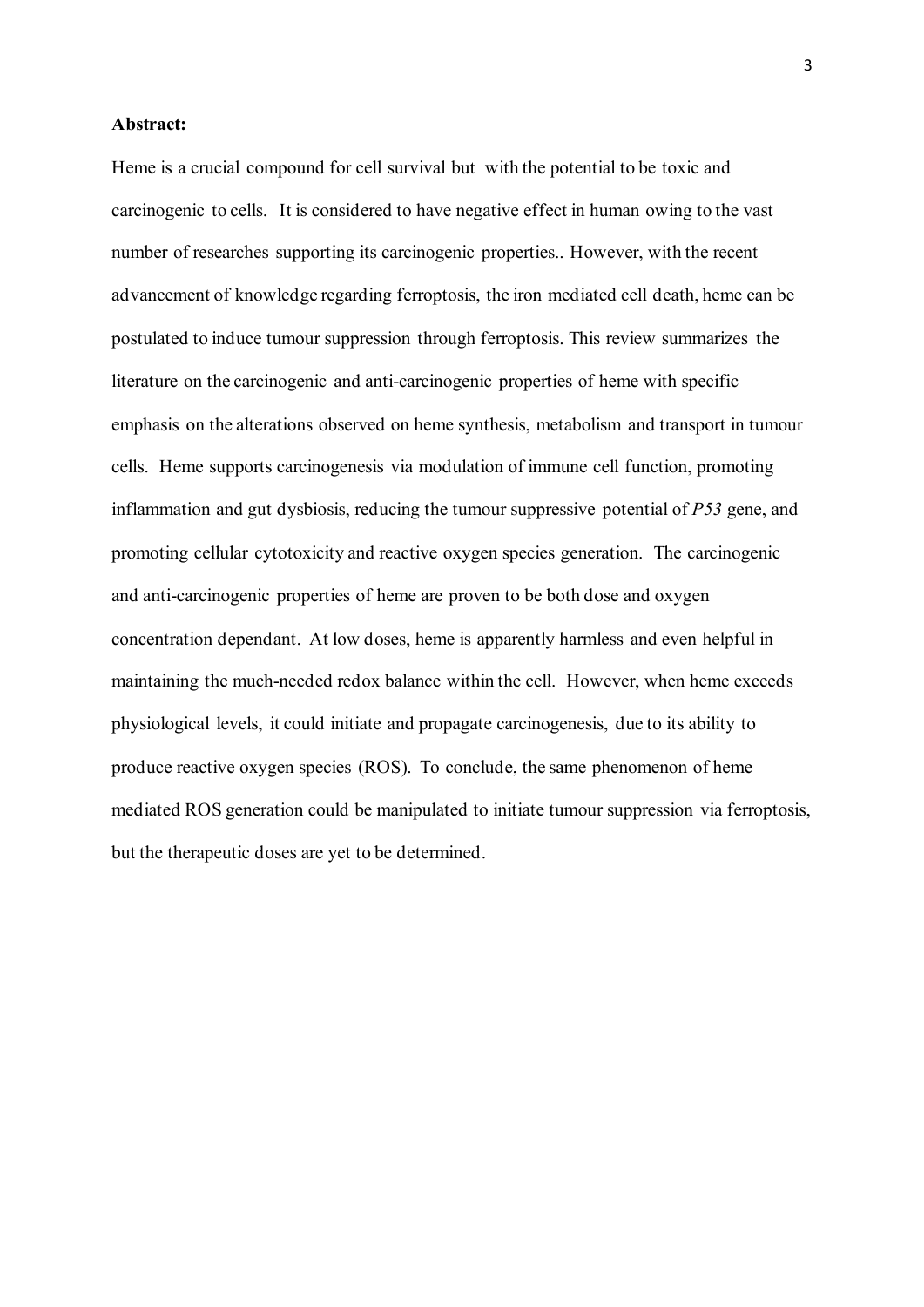**Abstract:**

Heme is a crucial compound for cell survival but with the potential to be toxic and carcinogenic to cells. It is considered to have negative effect in human owing to the vast number of researches supporting its carcinogenic properties.. However, with the recent advancement of knowledge regarding ferroptosis, the iron mediated cell death, heme can be postulated to induce tumour suppression through ferroptosis. This review summarizes the literature on the carcinogenic and anti-carcinogenic properties of heme with specific emphasis on the alterations observed on heme synthesis, metabolism and transport in tumour cells. Heme supports carcinogenesis via modulation of immune cell function, promoting inflammation and gut dysbiosis, reducing the tumour suppressive potential of *P53* gene, and promoting cellular cytotoxicity and reactive oxygen species generation. The carcinogenic and anti-carcinogenic properties of heme are proven to be both dose and oxygen concentration dependant. At low doses, heme is apparently harmless and even helpful in maintaining the much-needed redox balance within the cell. However, when heme exceeds physiological levels, it could initiate and propagate carcinogenesis, due to its ability to produce reactive oxygen species (ROS). To conclude, the same phenomenon of heme mediated ROS generation could be manipulated to initiate tumour suppression via ferroptosis, but the therapeutic doses are yet to be determined.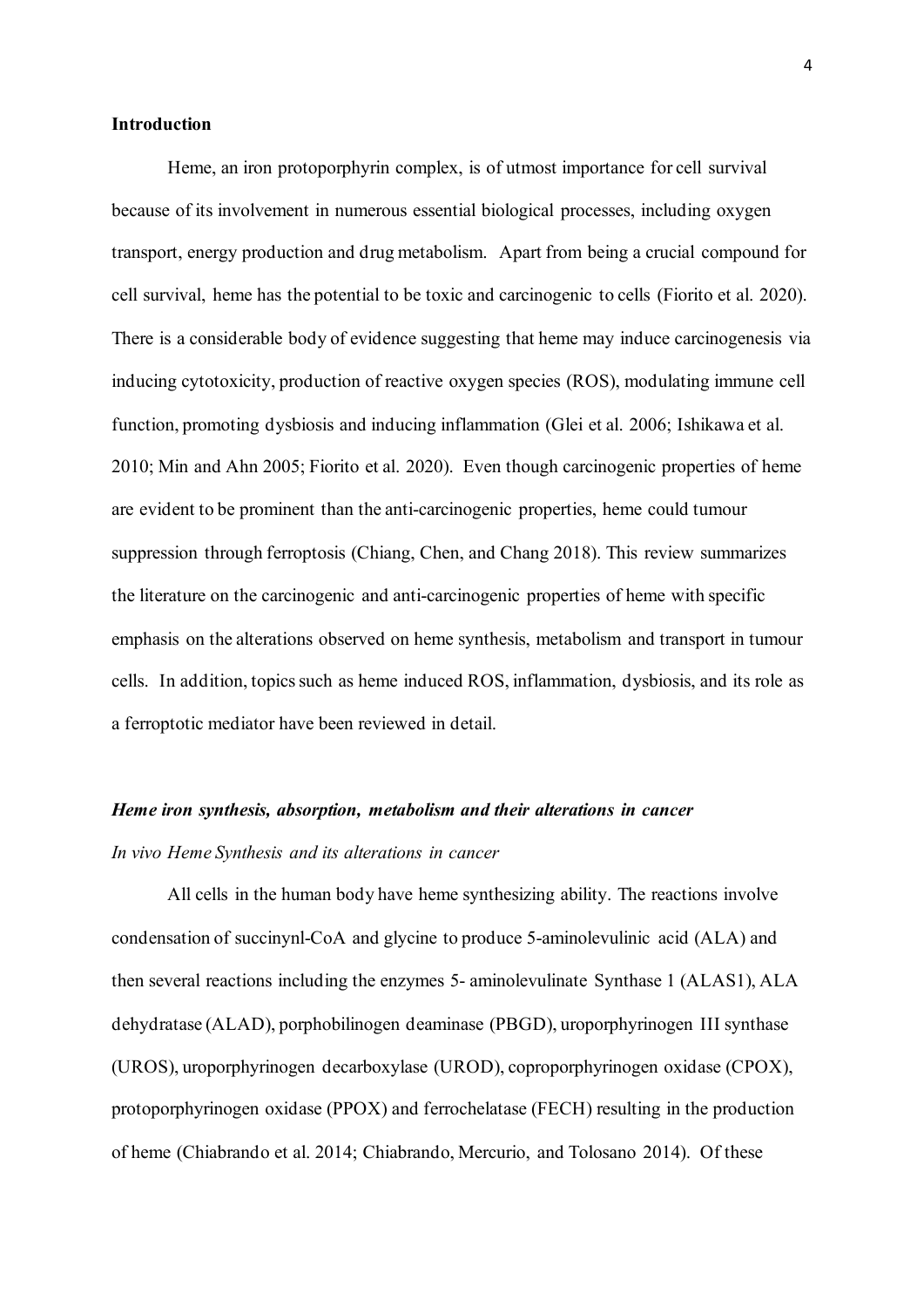## Introduction

Heme, an iron protoporphyrin complex, is of utmost importance for cell survival because of its involvement in numerous essential biological processes, including oxygen transport, energy production and drug metabolism. Apart from being a crucial compound for cell survival, heme has the potential to be toxic and carcinogenic to cells (Fiorito et al. 2020). There is a considerable body of evidence suggesting that heme may induce carcinogenesis via inducing cytotoxicity, production of reactive oxygen species (ROS), modulating immune cell function, promoting dysbiosis and inducing inflammation (Glei et al. 2006; Ishikawa et al. 2010; Min and Ahn 2005; Fiorito et al. 2020). Even though carcinogenic properties of heme are evident to be prominent than the anti-carcinogenic properties, heme could tumour suppression through ferroptosis (Chiang, Chen, and Chang 2018). This review summarizes the literature on the carcinogenic and anti-carcinogenic properties of heme with specific emphasis on the alterations observed on heme synthesis, metabolism and transport in tumour cells. In addition, topics such as heme induced ROS, inflammation, dysbiosis, and its role as a ferroptotic mediator have been reviewed in detail.

### *Heme iron synthesis, absorption, metabolism and their alterations in cancer*

#### *In vivo Heme Synthesis and its alterations in cancer*

All cells in the human body have heme synthesizing ability. The reactions involve condensation of succinynl-CoA and glycine to produce 5-aminolevulinic acid (ALA) and then several reactions including the enzymes 5- aminolevulinate Synthase 1 (ALAS1), ALA dehydratase (ALAD), porphobilinogen deaminase (PBGD), uroporphyrinogen III synthase (UROS), uroporphyrinogen decarboxylase (UROD), coproporphyrinogen oxidase (CPOX), protoporphyrinogen oxidase (PPOX) and ferrochelatase (FECH) resulting in the production of heme (Chiabrando et al. 2014; Chiabrando, Mercurio, and Tolosano 2014). Of these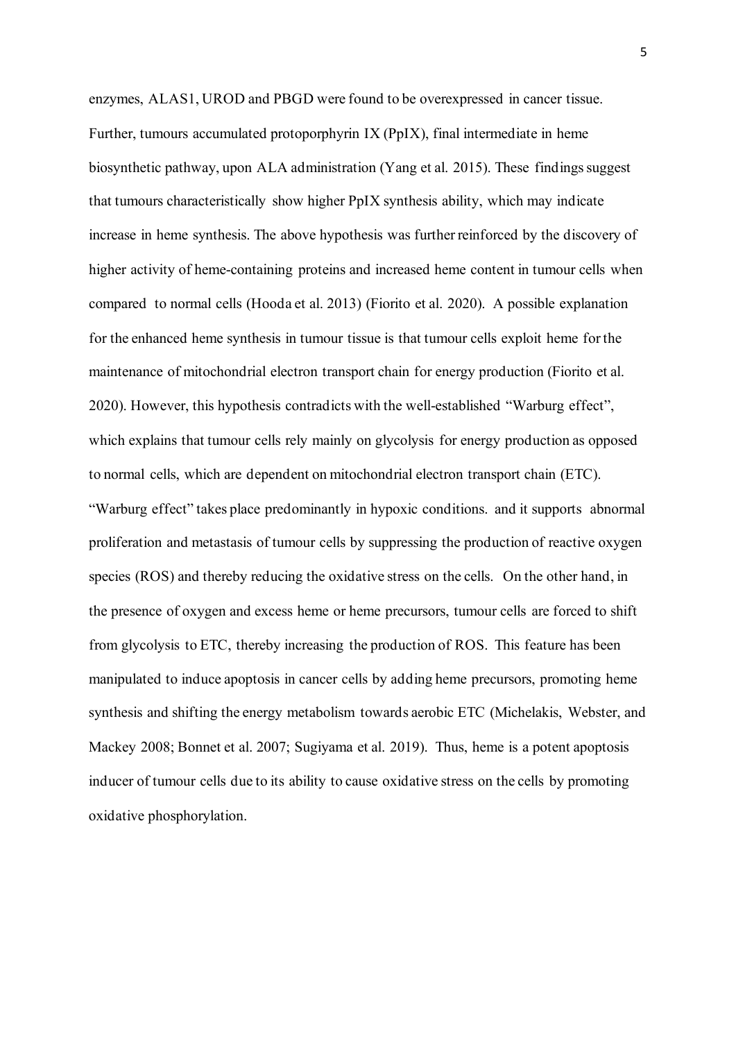enzymes, ALAS1, UROD and PBGD were found to be overexpressed in cancer tissue. Further, tumours accumulated protoporphyrin IX (PpIX), final intermediate in heme biosynthetic pathway, upon ALA administration (Yang et al. 2015). These findings suggest that tumours characteristically show higher PpIX synthesis ability, which may indicate increase in heme synthesis. The above hypothesis was further reinforced by the discovery of higher activity of heme-containing proteins and increased heme content in tumour cells when compared to normal cells (Hooda et al. 2013) (Fiorito et al. 2020). A possible explanation for the enhanced heme synthesis in tumour tissue is that tumour cells exploit heme for the maintenance of mitochondrial electron transport chain for energy production (Fiorito et al. 2020). However, this hypothesis contradicts with the well-established "Warburg effect", which explains that tumour cells rely mainly on glycolysis for energy production as opposed to normal cells, which are dependent on mitochondrial electron transport chain (ETC). "Warburg effect" takes place predominantly in hypoxic conditions. and it supports abnormal proliferation and metastasis of tumour cells by suppressing the production of reactive oxygen species (ROS) and thereby reducing the oxidative stress on the cells. On the other hand, in the presence of oxygen and excess heme or heme precursors, tumour cells are forced to shift from glycolysis to ETC, thereby increasing the production of ROS. This feature has been manipulated to induce apoptosis in cancer cells by adding heme precursors, promoting heme synthesis and shifting the energy metabolism towards aerobic ETC (Michelakis, Webster, and Mackey 2008; Bonnet et al. 2007; Sugiyama et al. 2019). Thus, heme is a potent apoptosis inducer of tumour cells due to its ability to cause oxidative stress on the cells by promoting oxidative phosphorylation.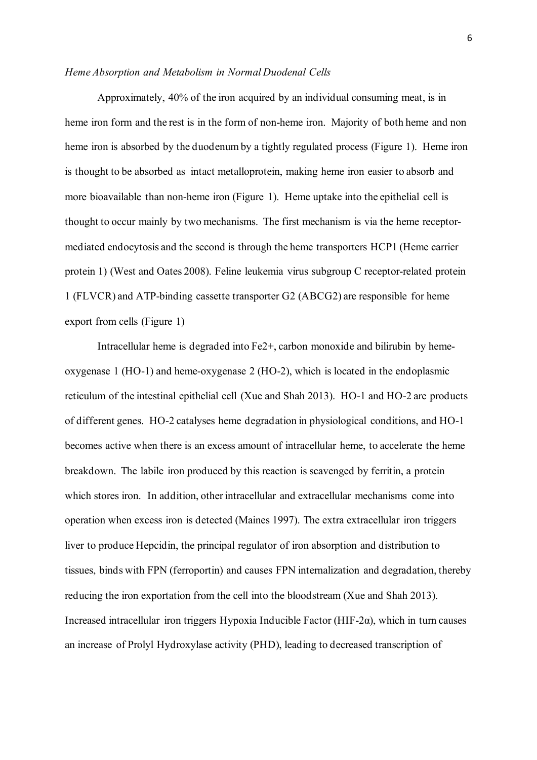*Heme Absorption and Metabolism in Normal Duodenal Cells*

Approximately, 40% of the iron acquired by an individual consuming meat, is in heme iron form and the rest is in the form of non-heme iron. Majority of both heme and non heme iron is absorbed by the duodenum by a tightly regulated process (Figure 1). Heme iron is thought to be absorbed as intact metalloprotein, making heme iron easier to absorb and more bioavailable than non-heme iron (Figure 1). Heme uptake into the epithelial cell is thought to occur mainly by two mechanisms. The first mechanism is via the heme receptor-mediated endocytosis and the second is through the heme transporters HCP1 (Heme carrier protein 1) (West and Oates 2008). Feline leukemia virus subgroup C receptor-related protein 1 (FLVCR) and ATP-binding cassette transporter G2 (ABCG2) are responsible for heme export from cells (Figure 1)

Intracellular heme is degraded into $Fe^{2+}$, carbon monoxide and bilirubin by heme-oxygenase 1 (HO-1) and heme-oxygenase 2 (HO-2), which is located in the endoplasmic reticulum of the intestinal epithelial cell (Xue and Shah 2013). HO-1 and HO-2 are products of different genes. HO-2 catalyses heme degradation in physiological conditions, and HO-1 becomes active when there is an excess amount of intracellular heme, to accelerate the heme breakdown. The labile iron produced by this reaction is scavenged by ferritin, a protein which stores iron. In addition, other intracellular and extracellular mechanisms come into operation when excess iron is detected (Maines 1997). The extra extracellular iron triggers liver to produce Hepcidin, the principal regulator of iron absorption and distribution to tissues, binds with FPN (ferroportin) and causes FPN internalization and degradation, thereby reducing the iron exportation from the cell into the bloodstream (Xue and Shah 2013). Increased intracellular iron triggers Hypoxia Inducible Factor (HIF-2α), which in turn causes an increase of Prolyl Hydroxylase activity (PHD), leading to decreased transcription of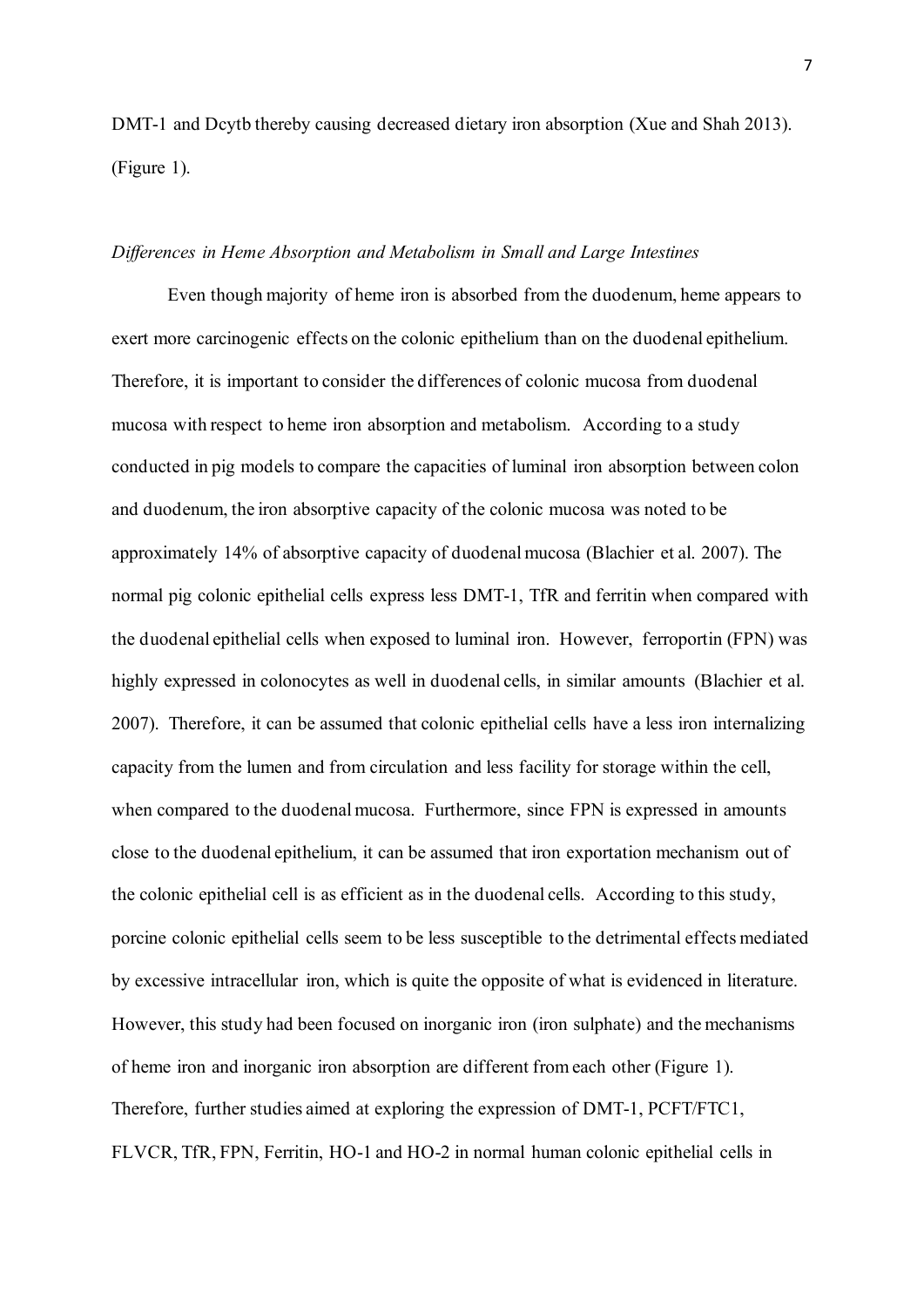DMT-1 and Dcytb thereby causing decreased dietary iron absorption (Xue and Shah 2013). (Figure 1).

*Differences in Heme Absorption and Metabolism in Small and Large Intestines*

Even though majority of heme iron is absorbed from the duodenum, heme appears to exert more carcinogenic effects on the colonic epithelium than on the duodenal epithelium. Therefore, it is important to consider the differences of colonic mucosa from duodenal mucosa with respect to heme iron absorption and metabolism. According to a study conducted in pig models to compare the capacities of luminal iron absorption between colon and duodenum, the iron absorptive capacity of the colonic mucosa was noted to be approximately 14% of absorptive capacity of duodenal mucosa (Blachier et al. 2007). The normal pig colonic epithelial cells express less DMT-1, TfR and ferritin when compared with the duodenal epithelial cells when exposed to luminal iron. However, ferroportin (FPN) was highly expressed in colonocytes as well in duodenal cells, in similar amounts (Blachier et al. 2007). Therefore, it can be assumed that colonic epithelial cells have a less iron internalizing capacity from the lumen and from circulation and less facility for storage within the cell, when compared to the duodenal mucosa. Furthermore, since FPN is expressed in amounts close to the duodenal epithelium, it can be assumed that iron exportation mechanism out of the colonic epithelial cell is as efficient as in the duodenal cells. According to this study, porcine colonic epithelial cells seem to be less susceptible to the detrimental effects mediated by excessive intracellular iron, which is quite the opposite of what is evidenced in literature. However, this study had been focused on inorganic iron (iron sulphate) and the mechanisms of heme iron and inorganic iron absorption are different from each other (Figure 1). Therefore, further studies aimed at exploring the expression of DMT-1, PCFT/FTC1, FLVCR, TfR, FPN, Ferritin, HO-1 and HO-2 in normal human colonic epithelial cells in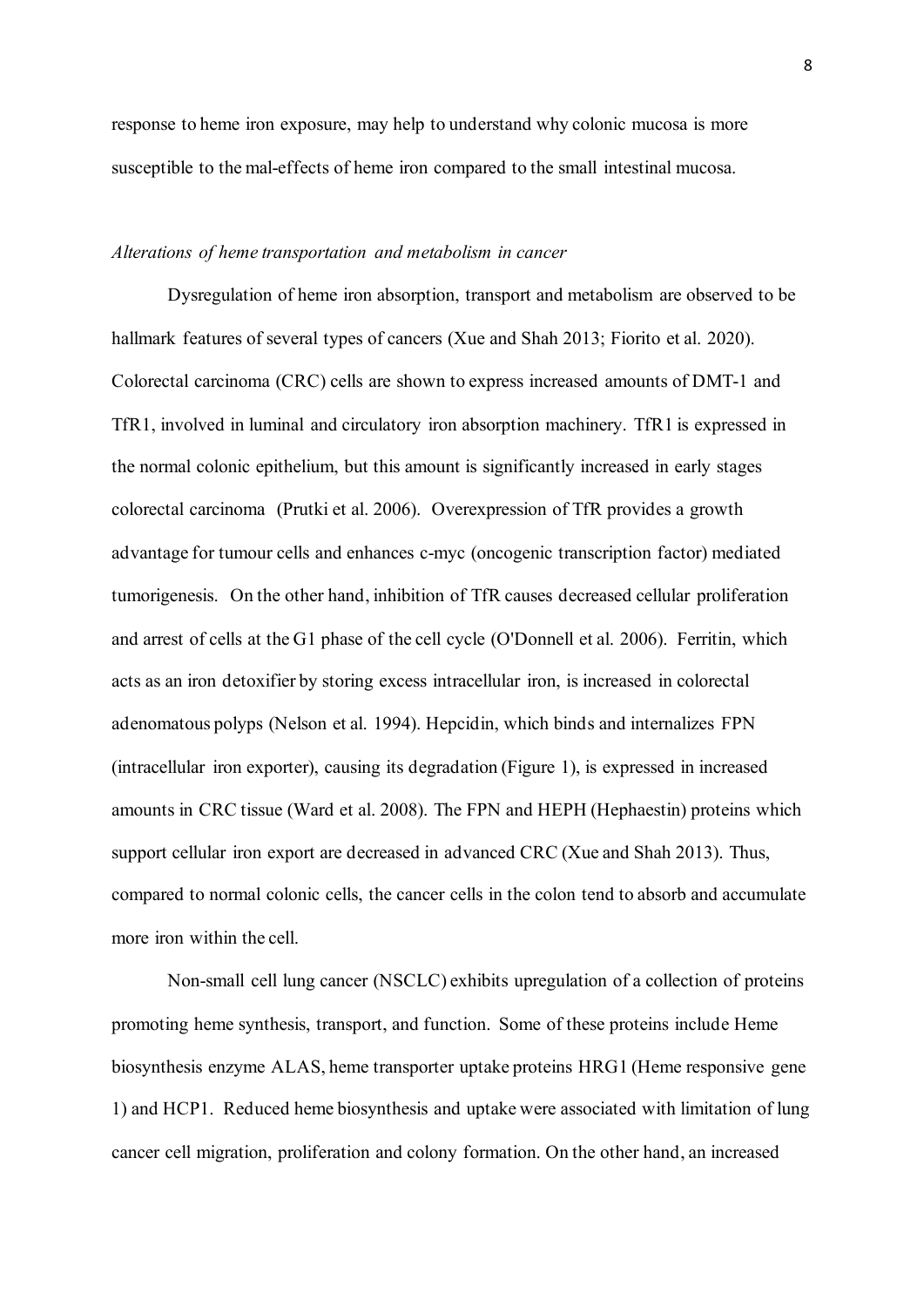response to heme iron exposure, may help to understand why colonic mucosa is more susceptible to the mal-effects of heme iron compared to the small intestinal mucosa.

*Alterations of heme transportation and metabolism in cancer*

Dysregulation of heme iron absorption, transport and metabolism are observed to be hallmark features of several types of cancers (Xue and Shah 2013; Fiorito et al. 2020). Colorectal carcinoma (CRC) cells are shown to express increased amounts of DMT-1 and TfR1, involved in luminal and circulatory iron absorption machinery. TfR1 is expressed in the normal colonic epithelium, but this amount is significantly increased in early stages colorectal carcinoma (Prutki et al. 2006). Overexpression of TfR provides a growth advantage for tumour cells and enhances c-myc (oncogenic transcription factor) mediated tumorigenesis. On the other hand, inhibition of TfR causes decreased cellular proliferation and arrest of cells at the G1 phase of the cell cycle (O'Donnell et al. 2006). Ferritin, which acts as an iron detoxifier by storing excess intracellular iron, is increased in colorectal adenomatous polyps (Nelson et al. 1994). Hepcidin, which binds and internalizes FPN (intracellular iron exporter), causing its degradation (Figure 1), is expressed in increased amounts in CRC tissue (Ward et al. 2008). The FPN and HEPH (Hephaestin) proteins which support cellular iron export are decreased in advanced CRC (Xue and Shah 2013). Thus, compared to normal colonic cells, the cancer cells in the colon tend to absorb and accumulate more iron within the cell.

Non-small cell lung cancer (NSCLC) exhibits upregulation of a collection of proteins promoting heme synthesis, transport, and function. Some of these proteins include Heme biosynthesis enzyme ALAS, heme transporter uptake proteins HRG1 (Heme responsive gene 1) and HCP1. Reduced heme biosynthesis and uptake were associated with limitation of lung cancer cell migration, proliferation and colony formation. On the other hand, an increased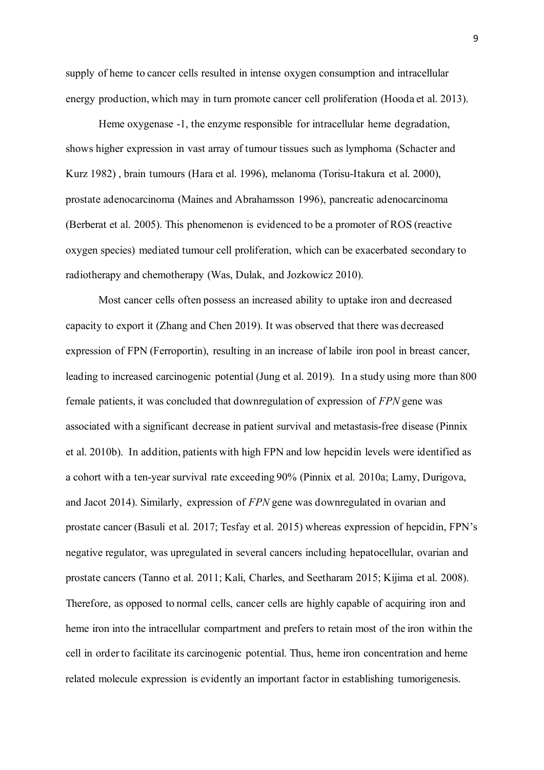supply of heme to cancer cells resulted in intense oxygen consumption and intracellular energy production, which may in turn promote cancer cell proliferation (Hooda et al. 2013).

Heme oxygenase -1, the enzyme responsible for intracellular heme degradation, shows higher expression in vast array of tumour tissues such as lymphoma (Schacter and Kurz 1982) , brain tumours (Hara et al. 1996), melanoma (Torisu-Itakura et al. 2000), prostate adenocarcinoma (Maines and Abrahamsson 1996), pancreatic adenocarcinoma (Berberat et al. 2005). This phenomenon is evidenced to be a promoter of ROS (reactive oxygen species) mediated tumour cell proliferation, which can be exacerbated secondary to radiotherapy and chemotherapy (Was, Dulak, and Jozkowicz 2010).

Most cancer cells often possess an increased ability to uptake iron and decreased capacity to export it (Zhang and Chen 2019). It was observed that there was decreased expression of FPN (Ferroportin), resulting in an increase of labile iron pool in breast cancer, leading to increased carcinogenic potential (Jung et al. 2019). In a study using more than 800 female patients, it was concluded that downregulation of expression of *FPN* gene was associated with a significant decrease in patient survival and metastasis-free disease (Pinnix et al. 2010b). In addition, patients with high FPN and low hepcidin levels were identified as a cohort with a ten-year survival rate exceeding 90% (Pinnix et al. 2010a; Lamy, Durigova, and Jacot 2014). Similarly, expression of *FPN* gene was downregulated in ovarian and prostate cancer (Basuli et al. 2017; Tesfay et al. 2015) whereas expression of hepcidin, FPN's negative regulator, was upregulated in several cancers including hepatocellular, ovarian and prostate cancers (Tanno et al. 2011; Kali, Charles, and Seetharam 2015; Kijima et al. 2008). Therefore, as opposed to normal cells, cancer cells are highly capable of acquiring iron and heme iron into the intracellular compartment and prefers to retain most of the iron within the cell in order to facilitate its carcinogenic potential. Thus, heme iron concentration and heme related molecule expression is evidently an important factor in establishing tumorigenesis.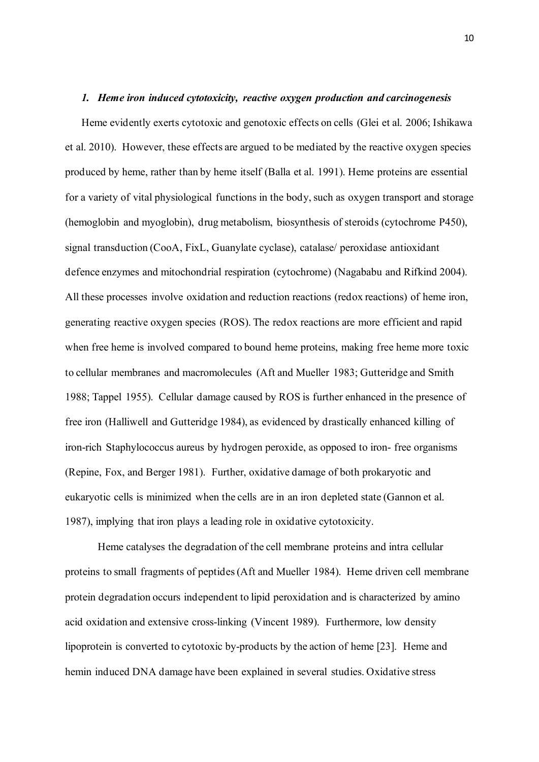### *1. Heme iron induced cytotoxicity, reactive oxygen production and carcinogenesis*

Heme evidently exerts cytotoxic and genotoxic effects on cells (Glei et al. 2006; Ishikawa et al. 2010). However, these effects are argued to be mediated by the reactive oxygen species produced by heme, rather than by heme itself (Balla et al. 1991). Heme proteins are essential for a variety of vital physiological functions in the body, such as oxygen transport and storage (hemoglobin and myoglobin), drug metabolism, biosynthesis of steroids (cytochrome P450), signal transduction (CooA, FixL, Guanylate cyclase), catalase/ peroxidase antioxidant defence enzymes and mitochondrial respiration (cytochrome) (Nagababu and Rifkind 2004). All these processes involve oxidation and reduction reactions (redox reactions) of heme iron, generating reactive oxygen species (ROS). The redox reactions are more efficient and rapid when free heme is involved compared to bound heme proteins, making free heme more toxic to cellular membranes and macromolecules (Aft and Mueller 1983; Gutteridge and Smith 1988; Tappel 1955). Cellular damage caused by ROS is further enhanced in the presence of free iron (Halliwell and Gutteridge 1984), as evidenced by drastically enhanced killing of iron-rich Staphylococcus aureus by hydrogen peroxide, as opposed to iron- free organisms (Repine, Fox, and Berger 1981). Further, oxidative damage of both prokaryotic and eukaryotic cells is minimized when the cells are in an iron depleted state (Gannon et al. 1987), implying that iron plays a leading role in oxidative cytotoxicity.

Heme catalyses the degradation of the cell membrane proteins and intra cellular proteins to small fragments of peptides (Aft and Mueller 1984). Heme driven cell membrane protein degradation occurs independent to lipid peroxidation and is characterized by amino acid oxidation and extensive cross-linking (Vincent 1989). Furthermore, low density lipoprotein is converted to cytotoxic by-products by the action of heme [23]. Heme and hemin induced DNA damage have been explained in several studies. Oxidative stress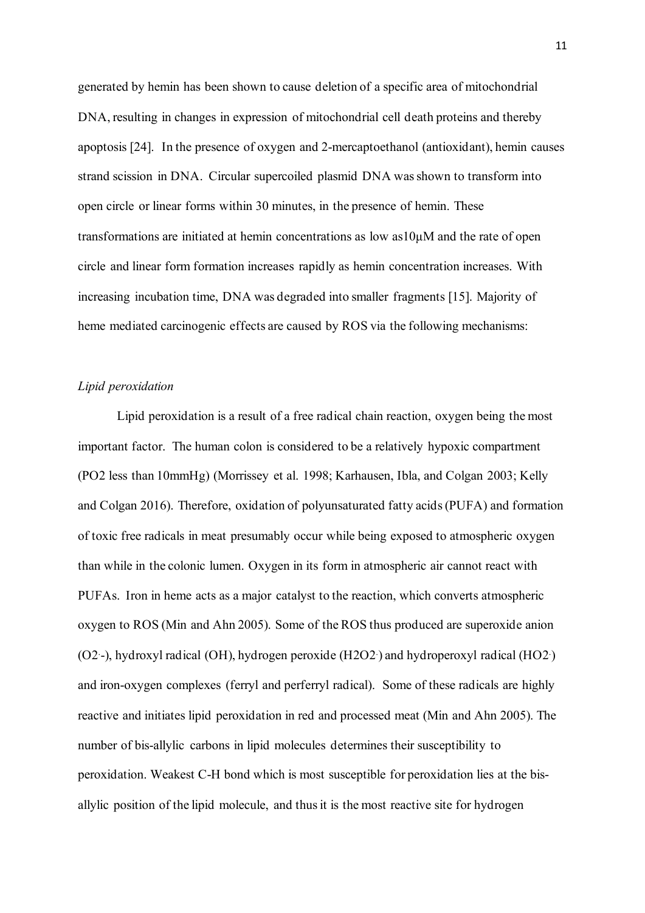generated by hemin has been shown to cause deletion of a specific area of mitochondrial DNA, resulting in changes in expression of mitochondrial cell death proteins and thereby apoptosis [24]. In the presence of oxygen and 2-mercaptoethanol (antioxidant), hemin causes strand scission in DNA. Circular supercoiled plasmid DNA was shown to transform into open circle or linear forms within 30 minutes, in the presence of hemin. These transformations are initiated at hemin concentrations as low as10μM and the rate of open circle and linear form formation increases rapidly as hemin concentration increases. With increasing incubation time, DNA was degraded into smaller fragments [15]. Majority of heme mediated carcinogenic effects are caused by ROS via the following mechanisms:

*Lipid peroxidation*

Lipid peroxidation is a result of a free radical chain reaction, oxygen being the most important factor. The human colon is considered to be a relatively hypoxic compartment ($PO_2$ less than 10mmHg) (Morrissey et al. 1998; Karhausen, Ibla, and Colgan 2003; Kelly and Colgan 2016). Therefore, oxidation of polyunsaturated fatty acids (PUFA) and formation of toxic free radicals in meat presumably occur while being exposed to atmospheric oxygen than while in the colonic lumen. Oxygen in its form in atmospheric air cannot react with PUFAs. Iron in heme acts as a major catalyst to the reaction, which converts atmospheric oxygen to ROS (Min and Ahn 2005). Some of the ROS thus produced are superoxide anion ($O_2^{\cdot-}$), hydroxyl radical (OH), hydrogen peroxide ($H_2O_2^{\cdot}$) and hydroperoxyl radical ($HO_2^{\cdot}$) and iron-oxygen complexes (ferryl and perferryl radical). Some of these radicals are highly reactive and initiates lipid peroxidation in red and processed meat (Min and Ahn 2005). The number of bis-allylic carbons in lipid molecules determines their susceptibility to peroxidation. Weakest C-H bond which is most susceptible for peroxidation lies at the bis-allylic position of the lipid molecule, and thus it is the most reactive site for hydrogen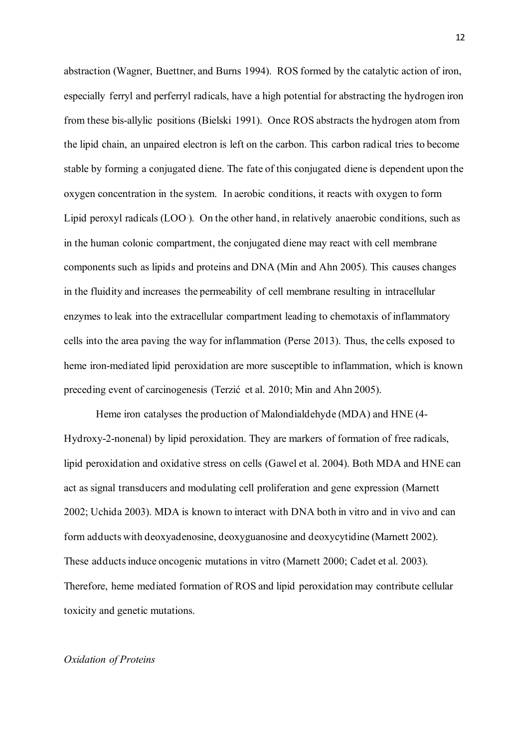abstraction (Wagner, Buettner, and Burns 1994). ROS formed by the catalytic action of iron, especially ferryl and perferryl radicals, have a high potential for abstracting the hydrogen iron from these bis-allylic positions (Bielski 1991). Once ROS abstracts the hydrogen atom from the lipid chain, an unpaired electron is left on the carbon. This carbon radical tries to become stable by forming a conjugated diene. The fate of this conjugated diene is dependent upon the oxygen concentration in the system. In aerobic conditions, it reacts with oxygen to form Lipid peroxyl radicals (LOO·). On the other hand, in relatively anaerobic conditions, such as in the human colonic compartment, the conjugated diene may react with cell membrane components such as lipids and proteins and DNA (Min and Ahn 2005). This causes changes in the fluidity and increases the permeability of cell membrane resulting in intracellular enzymes to leak into the extracellular compartment leading to chemotaxis of inflammatory cells into the area paving the way for inflammation (Perse 2013). Thus, the cells exposed to heme iron-mediated lipid peroxidation are more susceptible to inflammation, which is known preceding event of carcinogenesis (Terzić et al. 2010; Min and Ahn 2005).

Heme iron catalyses the production of Malondialdehyde (MDA) and HNE (4-Hydroxy-2-nonenal) by lipid peroxidation. They are markers of formation of free radicals, lipid peroxidation and oxidative stress on cells (Gawel et al. 2004). Both MDA and HNE can act as signal transducers and modulating cell proliferation and gene expression (Marnett 2002; Uchida 2003). MDA is known to interact with DNA both in vitro and in vivo and can form adducts with deoxyadenosine, deoxyguanosine and deoxycytidine (Marnett 2002). These adducts induce oncogenic mutations in vitro (Marnett 2000; Cadet et al. 2003). Therefore, heme mediated formation of ROS and lipid peroxidation may contribute cellular toxicity and genetic mutations.

*Oxidation of Proteins*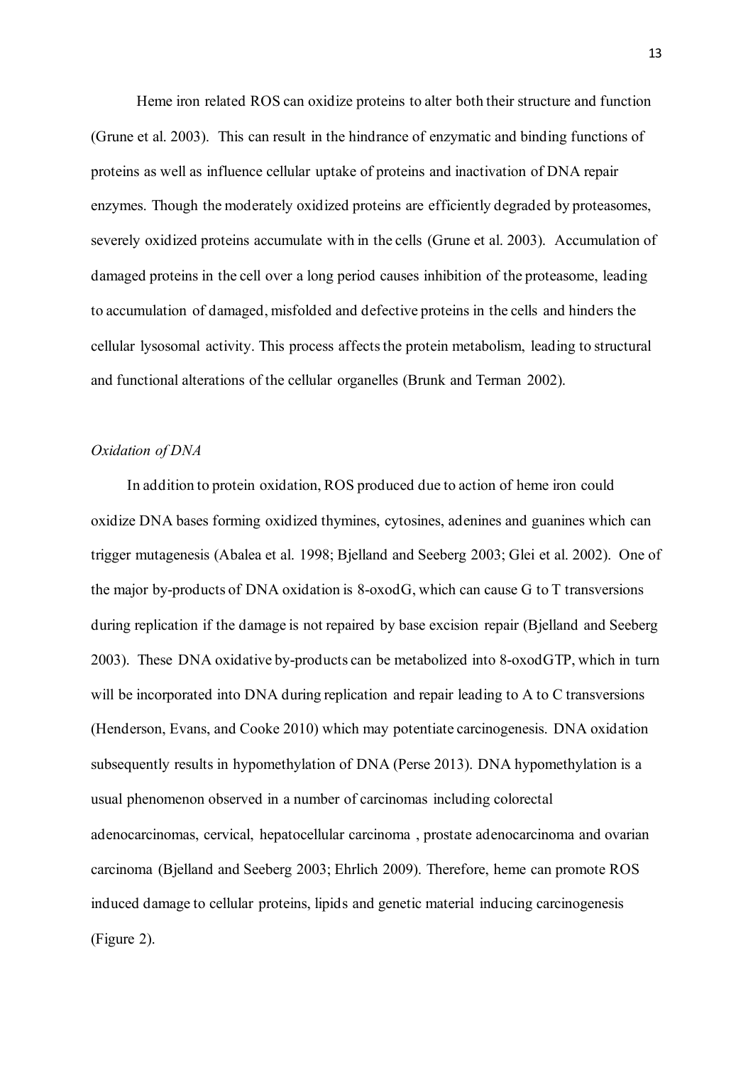Heme iron related ROS can oxidize proteins to alter both their structure and function (Grune et al. 2003). This can result in the hindrance of enzymatic and binding functions of proteins as well as influence cellular uptake of proteins and inactivation of DNA repair enzymes. Though the moderately oxidized proteins are efficiently degraded by proteasomes, severely oxidized proteins accumulate with in the cells (Grune et al. 2003). Accumulation of damaged proteins in the cell over a long period causes inhibition of the proteasome, leading to accumulation of damaged, misfolded and defective proteins in the cells and hinders the cellular lysosomal activity. This process affects the protein metabolism, leading to structural and functional alterations of the cellular organelles (Brunk and Terman 2002).

*Oxidation of DNA*

In addition to protein oxidation, ROS produced due to action of heme iron could oxidize DNA bases forming oxidized thymines, cytosines, adenines and guanines which can trigger mutagenesis (Abalea et al. 1998; Bjelland and Seeberg 2003; Glei et al. 2002). One of the major by-products of DNA oxidation is 8-oxodG, which can cause G to T transversions during replication if the damage is not repaired by base excision repair (Bjelland and Seeberg 2003). These DNA oxidative by-products can be metabolized into 8-oxodGTP, which in turn will be incorporated into DNA during replication and repair leading to A to C transversions (Henderson, Evans, and Cooke 2010) which may potentiate carcinogenesis. DNA oxidation subsequently results in hypomethylation of DNA (Perse 2013). DNA hypomethylation is a usual phenomenon observed in a number of carcinomas including colorectal adenocarcinomas, cervical, hepatocellular carcinoma , prostate adenocarcinoma and ovarian carcinoma (Bjelland and Seeberg 2003; Ehrlich 2009). Therefore, heme can promote ROS induced damage to cellular proteins, lipids and genetic material inducing carcinogenesis (Figure 2).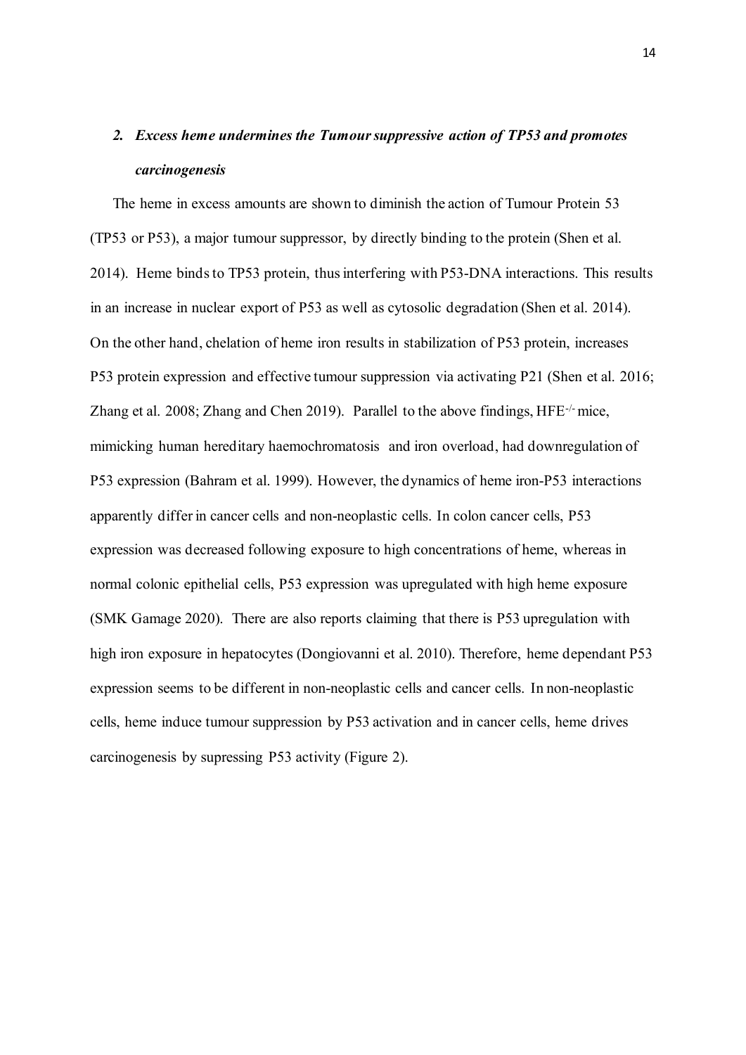## *2. Excess heme undermines the Tumour suppressive action of TP53 and promotes carcinogenesis*

The heme in excess amounts are shown to diminish the action of Tumour Protein 53 (TP53 or P53), a major tumour suppressor, by directly binding to the protein (Shen et al. 2014). Heme binds to TP53 protein, thus interfering with P53-DNA interactions. This results in an increase in nuclear export of P53 as well as cytosolic degradation (Shen et al. 2014). On the other hand, chelation of heme iron results in stabilization of P53 protein, increases P53 protein expression and effective tumour suppression via activating P21 (Shen et al. 2016; Zhang et al. 2008; Zhang and Chen 2019). Parallel to the above findings, $HFE^{-/-}$ mice, mimicking human hereditary haemochromatosis and iron overload, had downregulation of P53 expression (Bahram et al. 1999). However, the dynamics of heme iron-P53 interactions apparently differ in cancer cells and non-neoplastic cells. In colon cancer cells, P53 expression was decreased following exposure to high concentrations of heme, whereas in normal colonic epithelial cells, P53 expression was upregulated with high heme exposure (SMK Gamage 2020). There are also reports claiming that there is P53 upregulation with high iron exposure in hepatocytes (Dongiovanni et al. 2010). Therefore, heme dependant P53 expression seems to be different in non-neoplastic cells and cancer cells. In non-neoplastic cells, heme induce tumour suppression by P53 activation and in cancer cells, heme drives carcinogenesis by supressing P53 activity (Figure 2).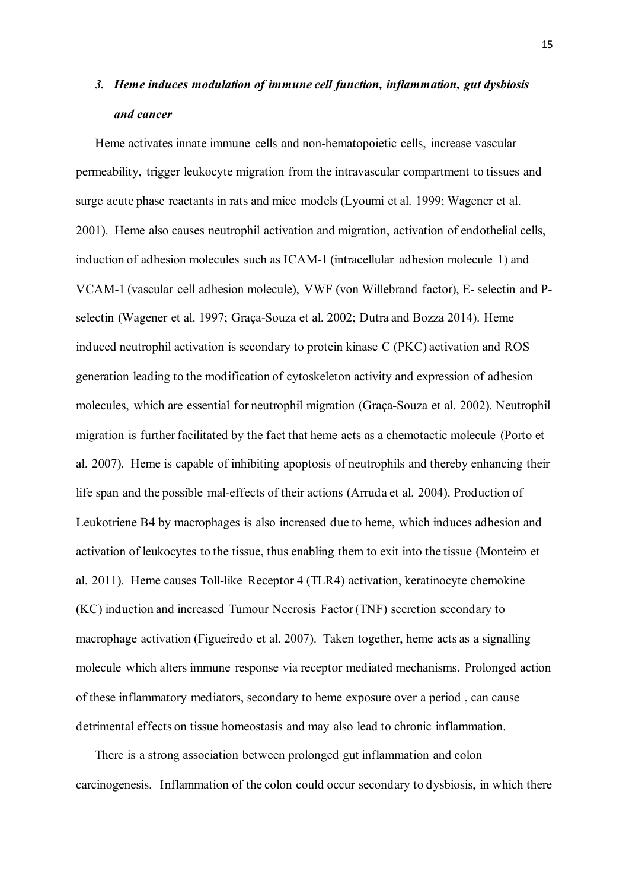### 3. *Heme induces modulation of immune cell function, inflammation, gut dysbiosis and cancer*

Heme activates innate immune cells and non-hematopoietic cells, increase vascular permeability, trigger leukocyte migration from the intravascular compartment to tissues and surge acute phase reactants in rats and mice models (Lyoumi et al. 1999; Wagener et al. 2001). Heme also causes neutrophil activation and migration, activation of endothelial cells, induction of adhesion molecules such as ICAM-1 (intracellular adhesion molecule 1) and VCAM-1 (vascular cell adhesion molecule), VWF (von Willebrand factor), E- selectin and P-selectin (Wagener et al. 1997; Graça-Souza et al. 2002; Dutra and Bozza 2014). Heme induced neutrophil activation is secondary to protein kinase C (PKC) activation and ROS generation leading to the modification of cytoskeleton activity and expression of adhesion molecules, which are essential for neutrophil migration (Graça-Souza et al. 2002). Neutrophil migration is further facilitated by the fact that heme acts as a chemotactic molecule (Porto et al. 2007). Heme is capable of inhibiting apoptosis of neutrophils and thereby enhancing their life span and the possible mal-effects of their actions (Arruda et al. 2004). Production of Leukotriene B4 by macrophages is also increased due to heme, which induces adhesion and activation of leukocytes to the tissue, thus enabling them to exit into the tissue (Monteiro et al. 2011). Heme causes Toll-like Receptor 4 (TLR4) activation, keratinocyte chemokine (KC) induction and increased Tumour Necrosis Factor (TNF) secretion secondary to macrophage activation (Figueiredo et al. 2007). Taken together, heme acts as a signalling molecule which alters immune response via receptor mediated mechanisms. Prolonged action of these inflammatory mediators, secondary to heme exposure over a period , can cause detrimental effects on tissue homeostasis and may also lead to chronic inflammation.

There is a strong association between prolonged gut inflammation and colon carcinogenesis. Inflammation of the colon could occur secondary to dysbiosis, in which there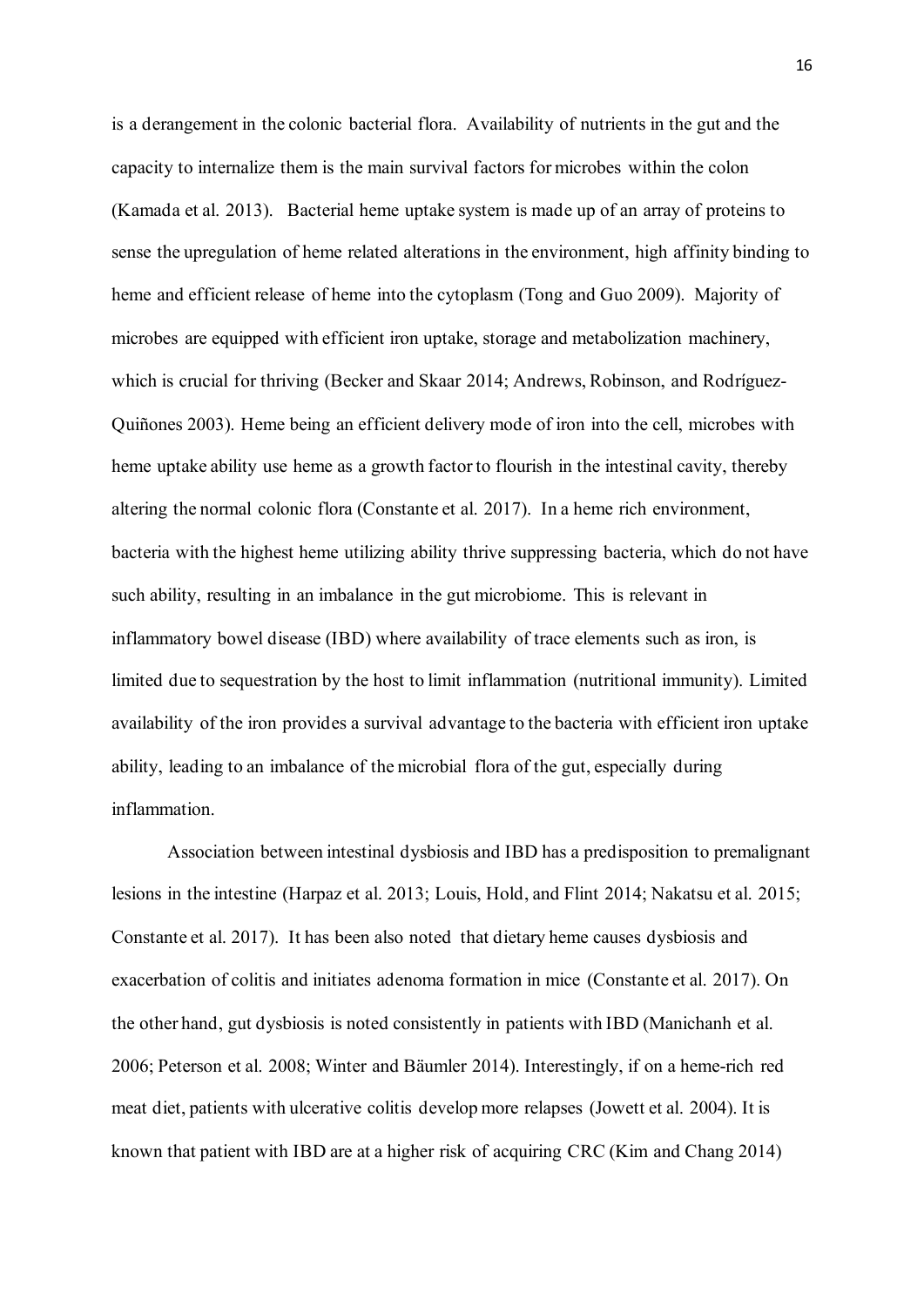is a derangement in the colonic bacterial flora. Availability of nutrients in the gut and the capacity to internalize them is the main survival factors for microbes within the colon (Kamada et al. 2013). Bacterial heme uptake system is made up of an array of proteins to sense the upregulation of heme related alterations in the environment, high affinity binding to heme and efficient release of heme into the cytoplasm (Tong and Guo 2009). Majority of microbes are equipped with efficient iron uptake, storage and metabolization machinery, which is crucial for thriving (Becker and Skaar 2014; Andrews, Robinson, and Rodríguez-Quiñones 2003). Heme being an efficient delivery mode of iron into the cell, microbes with heme uptake ability use heme as a growth factor to flourish in the intestinal cavity, thereby altering the normal colonic flora (Constante et al. 2017). In a heme rich environment, bacteria with the highest heme utilizing ability thrive suppressing bacteria, which do not have such ability, resulting in an imbalance in the gut microbiome. This is relevant in inflammatory bowel disease (IBD) where availability of trace elements such as iron, is limited due to sequestration by the host to limit inflammation (nutritional immunity). Limited availability of the iron provides a survival advantage to the bacteria with efficient iron uptake ability, leading to an imbalance of the microbial flora of the gut, especially during inflammation.

Association between intestinal dysbiosis and IBD has a predisposition to premalignant lesions in the intestine (Harpaz et al. 2013; Louis, Hold, and Flint 2014; Nakatsu et al. 2015; Constante et al. 2017). It has been also noted that dietary heme causes dysbiosis and exacerbation of colitis and initiates adenoma formation in mice (Constante et al. 2017). On the other hand, gut dysbiosis is noted consistently in patients with IBD (Manichanh et al. 2006; Peterson et al. 2008; Winter and Bäumler 2014). Interestingly, if on a heme-rich red meat diet, patients with ulcerative colitis develop more relapses (Jowett et al. 2004). It is known that patient with IBD are at a higher risk of acquiring CRC (Kim and Chang 2014)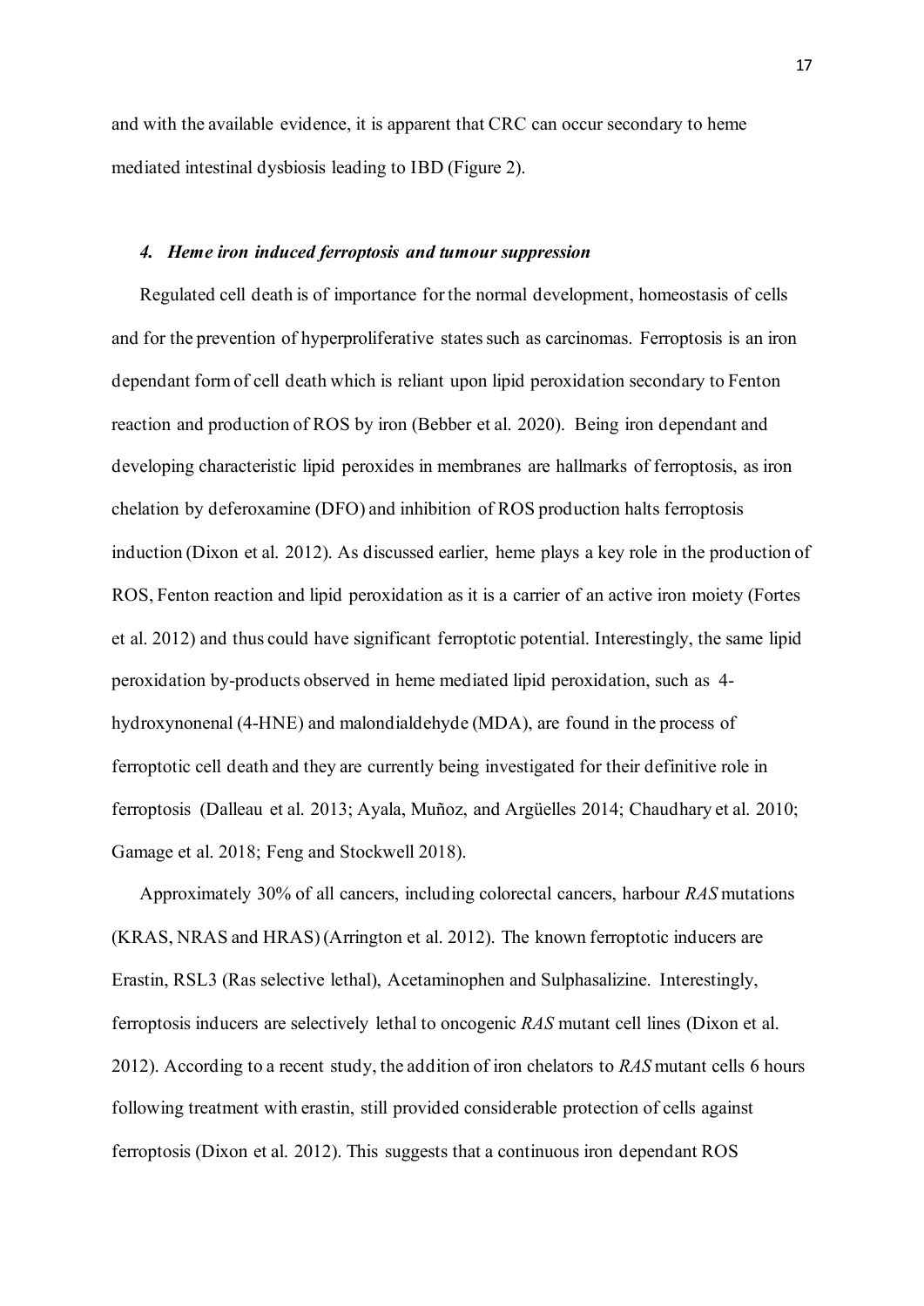and with the available evidence, it is apparent that CRC can occur secondary to heme mediated intestinal dysbiosis leading to IBD (Figure 2).

### *4. Heme iron induced ferroptosis and tumour suppression*

Regulated cell death is of importance for the normal development, homeostasis of cells and for the prevention of hyperproliferative states such as carcinomas. Ferroptosis is an iron dependant form of cell death which is reliant upon lipid peroxidation secondary to Fenton reaction and production of ROS by iron (Bebber et al. 2020). Being iron dependant and developing characteristic lipid peroxides in membranes are hallmarks of ferroptosis, as iron chelation by deferoxamine (DFO) and inhibition of ROS production halts ferroptosis induction (Dixon et al. 2012). As discussed earlier, heme plays a key role in the production of ROS, Fenton reaction and lipid peroxidation as it is a carrier of an active iron moiety (Fortes et al. 2012) and thus could have significant ferroptotic potential. Interestingly, the same lipid peroxidation by-products observed in heme mediated lipid peroxidation, such as 4-hydroxynonenal (4-HNE) and malondialdehyde (MDA), are found in the process of ferroptotic cell death and they are currently being investigated for their definitive role in ferroptosis (Dalleau et al. 2013; Ayala, Muñoz, and Argüelles 2014; Chaudhary et al. 2010; Gamage et al. 2018; Feng and Stockwell 2018).

Approximately 30% of all cancers, including colorectal cancers, harbour *RAS* mutations (KRAS, NRAS and HRAS) (Arrington et al. 2012). The known ferroptotic inducers are Erastin, RSL3 (Ras selective lethal), Acetaminophen and Sulphasalizine. Interestingly, ferroptosis inducers are selectively lethal to oncogenic *RAS* mutant cell lines (Dixon et al. 2012). According to a recent study, the addition of iron chelators to *RAS* mutant cells 6 hours following treatment with erastin, still provided considerable protection of cells against ferroptosis (Dixon et al. 2012). This suggests that a continuous iron dependant ROS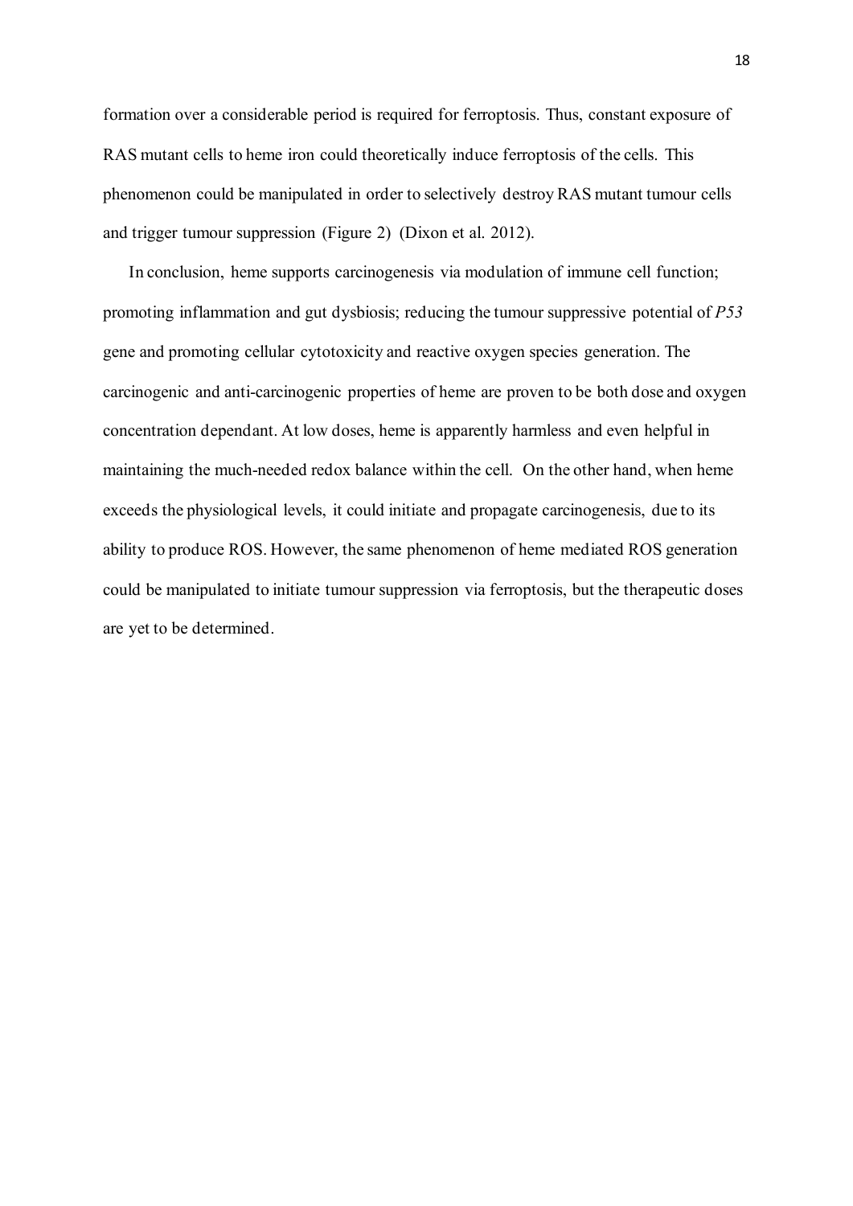formation over a considerable period is required for ferroptosis. Thus, constant exposure of RAS mutant cells to heme iron could theoretically induce ferroptosis of the cells. This phenomenon could be manipulated in order to selectively destroy RAS mutant tumour cells and trigger tumour suppression (Figure 2) (Dixon et al. 2012).

In conclusion, heme supports carcinogenesis via modulation of immune cell function; promoting inflammation and gut dysbiosis; reducing the tumour suppressive potential of *P53* gene and promoting cellular cytotoxicity and reactive oxygen species generation. The carcinogenic and anti-carcinogenic properties of heme are proven to be both dose and oxygen concentration dependant. At low doses, heme is apparently harmless and even helpful in maintaining the much-needed redox balance within the cell. On the other hand, when heme exceeds the physiological levels, it could initiate and propagate carcinogenesis, due to its ability to produce ROS. However, the same phenomenon of heme mediated ROS generation could be manipulated to initiate tumour suppression via ferroptosis, but the therapeutic doses are yet to be determined.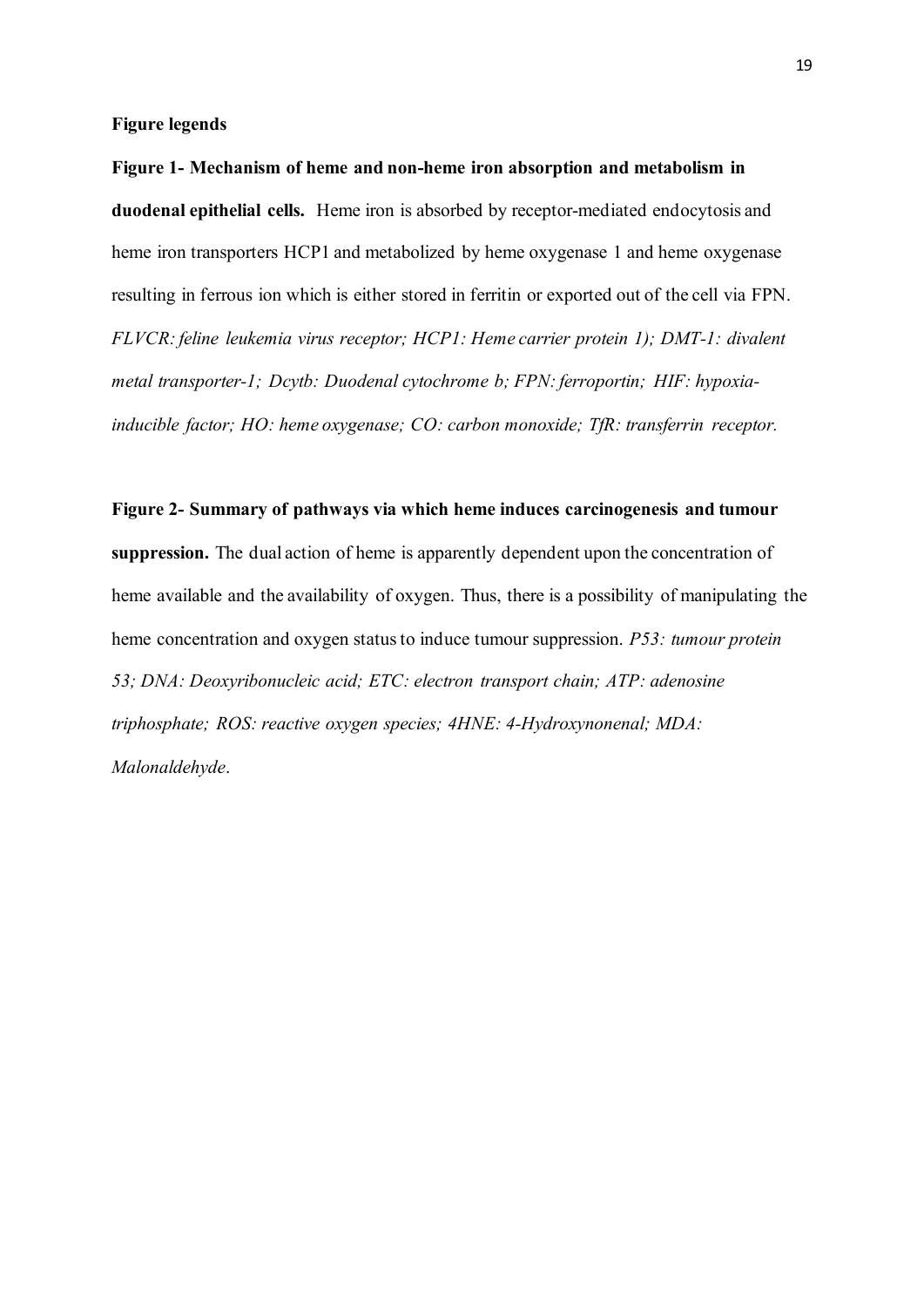**Figure legends**

**Figure 1- Mechanism of heme and non-heme iron absorption and metabolism in duodenal epithelial cells.** Heme iron is absorbed by receptor-mediated endocytosis and heme iron transporters HCP1 and metabolized by heme oxygenase 1 and heme oxygenase resulting in ferrous ion which is either stored in ferritin or exported out of the cell via FPN. *FLVCR: feline leukemia virus receptor; HCP1: Heme carrier protein 1); DMT-1: divalent metal transporter-1; Dcytb: Duodenal cytochrome b; FPN: ferroportin; HIF: hypoxia-inducible factor; HO: heme oxygenase; CO: carbon monoxide; TfR: transferrin receptor.*

**Figure 2- Summary of pathways via which heme induces carcinogenesis and tumour suppression.** The dual action of heme is apparently dependent upon the concentration of heme available and the availability of oxygen. Thus, there is a possibility of manipulating the heme concentration and oxygen status to induce tumour suppression. *P53: tumour protein 53; DNA: Deoxyribonucleic acid; ETC: electron transport chain; ATP: adenosine triphosphate; ROS: reactive oxygen species; 4HNE: 4-Hydroxynonenal; MDA: Malonaldehyde*.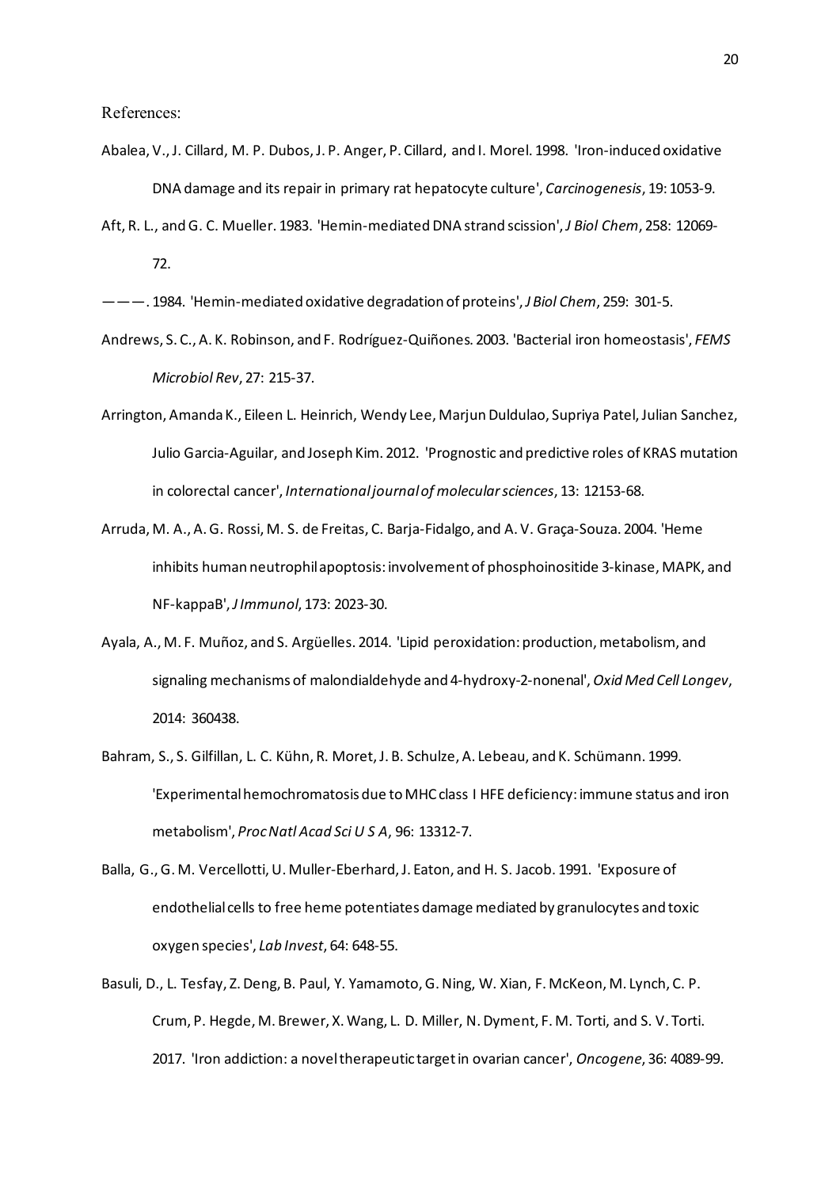References:

Abalea, V., J. Cillard, M. P. Dubos, J. P. Anger, P. Cillard, and I. Morel. 1998. 'Iron-induced oxidative DNA damage and its repair in primary rat hepatocyte culture', *Carcinogenesis*, 19: 1053-9.

Aft, R. L., and G. C. Mueller. 1983. 'Hemin-mediated DNA strand scission', *J Biol Chem*, 258: 12069-72.

———. 1984. 'Hemin-mediated oxidative degradation of proteins', *J Biol Chem*, 259: 301-5.

Andrews, S. C., A. K. Robinson, and F. Rodríguez-Quiñones. 2003. 'Bacterial iron homeostasis', *FEMS Microbiol Rev*, 27: 215-37.

Arrington, Amanda K., Eileen L. Heinrich, Wendy Lee, Marjun Duldulao, Supriya Patel, Julian Sanchez, Julio Garcia-Aguilar, and Joseph Kim. 2012. 'Prognostic and predictive roles of KRAS mutation in colorectal cancer', *International journal of molecular sciences*, 13: 12153-68.

Arruda, M. A., A. G. Rossi, M. S. de Freitas, C. Barja-Fidalgo, and A. V. Graça-Souza. 2004. 'Heme inhibits human neutrophil apoptosis: involvement of phosphoinositide 3-kinase, MAPK, and NF-kappaB', *J Immunol*, 173: 2023-30.

Ayala, A., M. F. Muñoz, and S. Argüelles. 2014. 'Lipid peroxidation: production, metabolism, and signaling mechanisms of malondialdehyde and 4-hydroxy-2-nonenal', *Oxid Med Cell Longev*, 2014: 360438.

Bahram, S., S. Gilfillan, L. C. Kühn, R. Moret, J. B. Schulze, A. Lebeau, and K. Schümann. 1999. 'Experimental hemochromatosis due to MHC class I HFE deficiency: immune status and iron metabolism', *Proc Natl Acad Sci U S A*, 96: 13312-7.

Balla, G., G. M. Vercellotti, U. Muller-Eberhard, J. Eaton, and H. S. Jacob. 1991. 'Exposure of endothelial cells to free heme potentiates damage mediated by granulocytes and toxic oxygen species', *Lab Invest*, 64: 648-55.

Basuli, D., L. Tesfay, Z. Deng, B. Paul, Y. Yamamoto, G. Ning, W. Xian, F. McKeon, M. Lynch, C. P. Crum, P. Hegde, M. Brewer, X. Wang, L. D. Miller, N. Dyment, F. M. Torti, and S. V. Torti. 2017. 'Iron addiction: a novel therapeutic target in ovarian cancer', *Oncogene*, 36: 4089-99.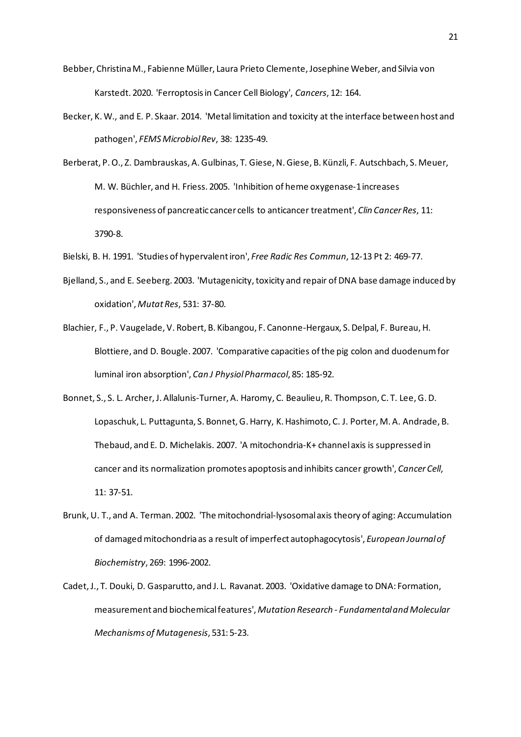Bebber, Christina M., Fabienne Müller, Laura Prieto Clemente, Josephine Weber, and Silvia von Karstedt. 2020. 'Ferroptosis in Cancer Cell Biology', *Cancers*, 12: 164.

Becker, K. W., and E. P. Skaar. 2014. 'Metal limitation and toxicity at the interface between host and pathogen', *FEMS Microbiol Rev*, 38: 1235-49.

Berberat, P. O., Z. Dambrauskas, A. Gulbinas, T. Giese, N. Giese, B. Künzli, F. Autschbach, S. Meuer, M. W. Büchler, and H. Friess. 2005. 'Inhibition of heme oxygenase-1 increases responsiveness of pancreatic cancer cells to anticancer treatment', *Clin Cancer Res*, 11: 3790-8.

Bielski, B. H. 1991. 'Studies of hypervalent iron', *Free Radic Res Commun*, 12-13 Pt 2: 469-77.

Bjelland, S., and E. Seeberg. 2003. 'Mutagenicity, toxicity and repair of DNA base damage induced by oxidation', *Mutat Res*, 531: 37-80.

Blachier, F., P. Vaugelade, V. Robert, B. Kibangou, F. Canonne-Hergaux, S. Delpal, F. Bureau, H. Blottiere, and D. Bougle. 2007. 'Comparative capacities of the pig colon and duodenum for luminal iron absorption', *Can J Physiol Pharmacol*, 85: 185-92.

Bonnet, S., S. L. Archer, J. Allalunis-Turner, A. Haromy, C. Beaulieu, R. Thompson, C. T. Lee, G. D. Lopaschuk, L. Puttagunta, S. Bonnet, G. Harry, K. Hashimoto, C. J. Porter, M. A. Andrade, B. Thebaud, and E. D. Michelakis. 2007. 'A mitochondria-K+ channel axis is suppressed in cancer and its normalization promotes apoptosis and inhibits cancer growth', *Cancer Cell*, 11: 37-51.

Brunk, U. T., and A. Terman. 2002. 'The mitochondrial-lysosomal axis theory of aging: Accumulation of damaged mitochondria as a result of imperfect autophagocytosis', *European Journal of Biochemistry*, 269: 1996-2002.

Cadet, J., T. Douki, D. Gasparutto, and J. L. Ravanat. 2003. 'Oxidative damage to DNA: Formation, measurement and biochemical features', *Mutation Research - Fundamental and Molecular Mechanisms of Mutagenesis*, 531: 5-23.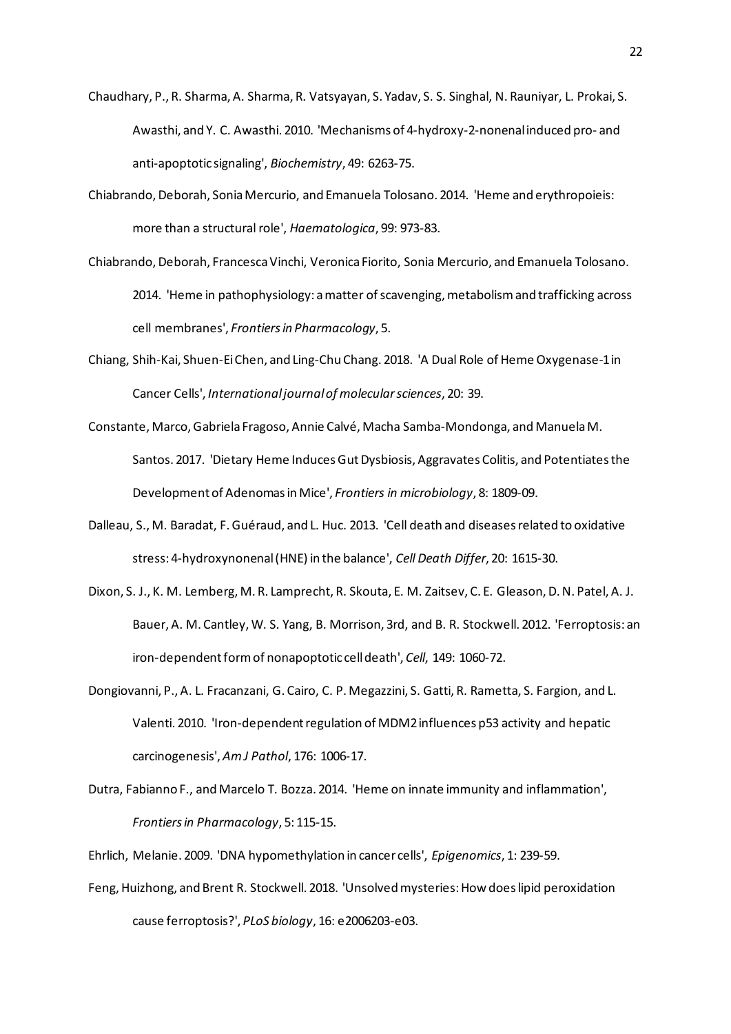Chaudhary, P., R. Sharma, A. Sharma, R. Vatsyayan, S. Yadav, S. S. Singhal, N. Rauniyar, L. Prokai, S. Awasthi, and Y. C. Awasthi. 2010. 'Mechanisms of 4-hydroxy-2-nonenal induced pro- and anti-apoptotic signaling', *Biochemistry*, 49: 6263-75.

Chiabrando, Deborah, Sonia Mercurio, and Emanuela Tolosano. 2014. 'Heme and erythropoieis: more than a structural role', *Haematologica*, 99: 973-83.

Chiabrando, Deborah, Francesca Vinchi, Veronica Fiorito, Sonia Mercurio, and Emanuela Tolosano. 2014. 'Heme in pathophysiology: a matter of scavenging, metabolism and trafficking across cell membranes', *Frontiers in Pharmacology*, 5.

Chiang, Shih-Kai, Shuen-Ei Chen, and Ling-Chu Chang. 2018. 'A Dual Role of Heme Oxygenase-1 in Cancer Cells', *International journal of molecular sciences*, 20: 39.

Constante, Marco, Gabriela Fragoso, Annie Calvé, Macha Samba-Mondonga, and Manuela M. Santos. 2017. 'Dietary Heme Induces Gut Dysbiosis, Aggravates Colitis, and Potentiates the Development of Adenomas in Mice', *Frontiers in microbiology*, 8: 1809-09.

Dalleau, S., M. Baradat, F. Guéraud, and L. Huc. 2013. 'Cell death and diseases related to oxidative stress: 4-hydroxynonenal (HNE) in the balance', *Cell Death Differ*, 20: 1615-30.

Dixon, S. J., K. M. Lemberg, M. R. Lamprecht, R. Skouta, E. M. Zaitsev, C. E. Gleason, D. N. Patel, A. J. Bauer, A. M. Cantley, W. S. Yang, B. Morrison, 3rd, and B. R. Stockwell. 2012. 'Ferroptosis: an iron-dependent form of nonapoptotic cell death', *Cell*, 149: 1060-72.

Dongiovanni, P., A. L. Fracanzani, G. Cairo, C. P. Megazzini, S. Gatti, R. Rametta, S. Fargion, and L. Valenti. 2010. 'Iron-dependent regulation of MDM2 influences p53 activity and hepatic carcinogenesis', *Am J Pathol*, 176: 1006-17.

Dutra, Fabianno F., and Marcelo T. Bozza. 2014. 'Heme on innate immunity and inflammation', *Frontiers in Pharmacology*, 5: 115-15.

Ehrlich, Melanie. 2009. 'DNA hypomethylation in cancer cells', *Epigenomics*, 1: 239-59.

Feng, Huizhong, and Brent R. Stockwell. 2018. 'Unsolved mysteries: How does lipid peroxidation cause ferroptosis?', *PLoS biology*, 16: e2006203-e03.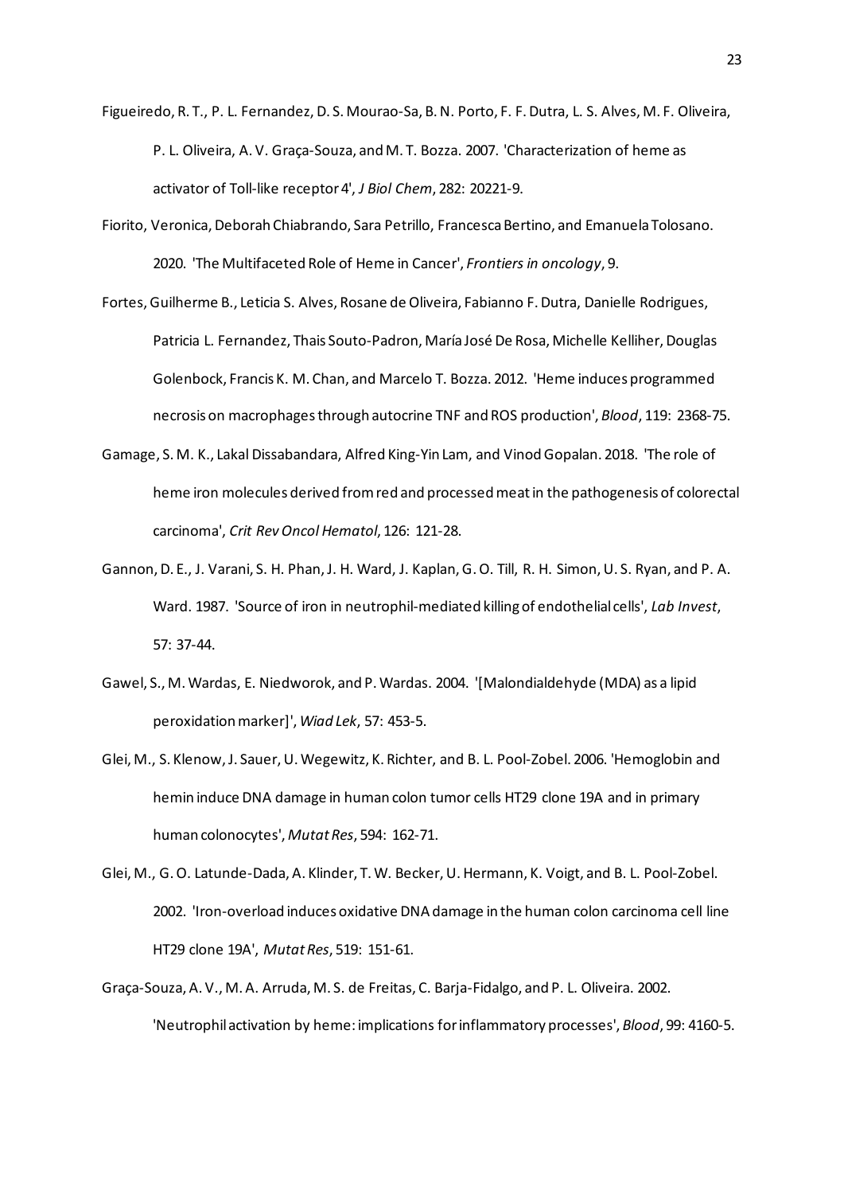Figueiredo, R. T., P. L. Fernandez, D. S. Mourao-Sa, B. N. Porto, F. F. Dutra, L. S. Alves, M. F. Oliveira, P. L. Oliveira, A. V. Graça-Souza, and M. T. Bozza. 2007. 'Characterization of heme as activator of Toll-like receptor 4', *J Biol Chem*, 282: 20221-9.

Fiorito, Veronica, Deborah Chiabrando, Sara Petrillo, Francesca Bertino, and Emanuela Tolosano. 2020. 'The Multifaceted Role of Heme in Cancer', *Frontiers in oncology*, 9.

Fortes, Guilherme B., Leticia S. Alves, Rosane de Oliveira, Fabianno F. Dutra, Danielle Rodrigues, Patricia L. Fernandez, Thais Souto-Padron, María José De Rosa, Michelle Kelliher, Douglas Golenbock, Francis K. M. Chan, and Marcelo T. Bozza. 2012. 'Heme induces programmed necrosis on macrophages through autocrine TNF and ROS production', *Blood*, 119: 2368-75.

Gamage, S. M. K., Lakal Dissabandara, Alfred King-Yin Lam, and Vinod Gopalan. 2018. 'The role of heme iron molecules derived from red and processed meat in the pathogenesis of colorectal carcinoma', *Crit Rev Oncol Hematol*, 126: 121-28.

Gannon, D. E., J. Varani, S. H. Phan, J. H. Ward, J. Kaplan, G. O. Till, R. H. Simon, U. S. Ryan, and P. A. Ward. 1987. 'Source of iron in neutrophil-mediated killing of endothelial cells', *Lab Invest*, 57: 37-44.

Gawel, S., M. Wardas, E. Niedworok, and P. Wardas. 2004. '[Malondialdehyde (MDA) as a lipid peroxidation marker]', *Wiad Lek*, 57: 453-5.

Glei, M., S. Klenow, J. Sauer, U. Wegewitz, K. Richter, and B. L. Pool-Zobel. 2006. 'Hemoglobin and hemin induce DNA damage in human colon tumor cells HT29 clone 19A and in primary human colonocytes', *Mutat Res*, 594: 162-71.

Glei, M., G. O. Latunde-Dada, A. Klinder, T. W. Becker, U. Hermann, K. Voigt, and B. L. Pool-Zobel. 2002. 'Iron-overload induces oxidative DNA damage in the human colon carcinoma cell line HT29 clone 19A', *Mutat Res*, 519: 151-61.

Graça-Souza, A. V., M. A. Arruda, M. S. de Freitas, C. Barja-Fidalgo, and P. L. Oliveira. 2002. 'Neutrophil activation by heme: implications for inflammatory processes', *Blood*, 99: 4160-5.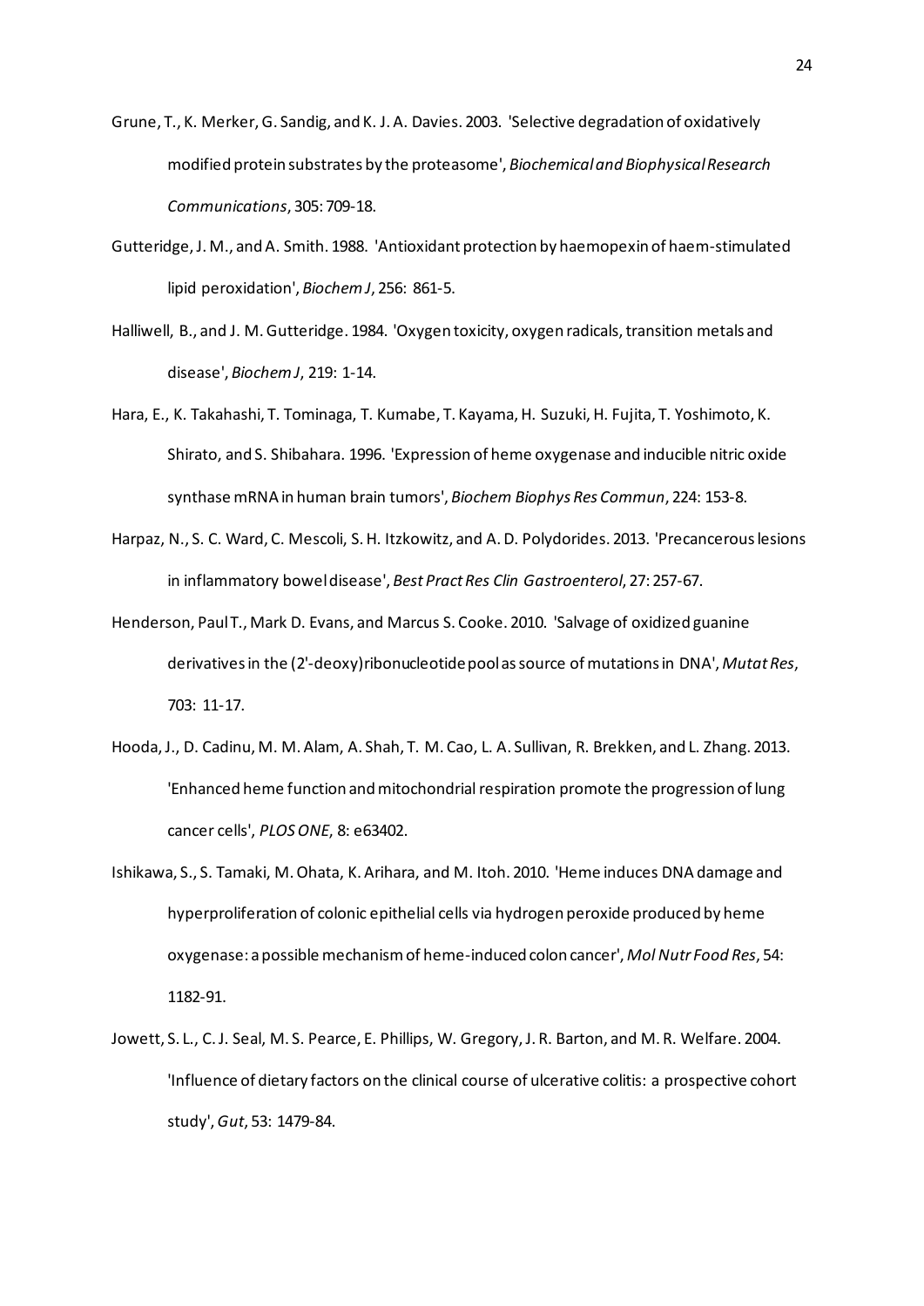Grune, T., K. Merker, G. Sandig, and K. J. A. Davies. 2003. 'Selective degradation of oxidatively modified protein substrates by the proteasome', *Biochemical and Biophysical Research Communications*, 305: 709-18.

Gutteridge, J. M., and A. Smith. 1988. 'Antioxidant protection by haemopexin of haem-stimulated lipid peroxidation', *Biochem J*, 256: 861-5.

Halliwell, B., and J. M. Gutteridge. 1984. 'Oxygen toxicity, oxygen radicals, transition metals and disease', *Biochem J*, 219: 1-14.

Hara, E., K. Takahashi, T. Tominaga, T. Kumabe, T. Kayama, H. Suzuki, H. Fujita, T. Yoshimoto, K. Shirato, and S. Shibahara. 1996. 'Expression of heme oxygenase and inducible nitric oxide synthase mRNA in human brain tumors', *Biochem Biophys Res Commun*, 224: 153-8.

Harpaz, N., S. C. Ward, C. Mescoli, S. H. Itzkowitz, and A. D. Polydorides. 2013. 'Precancerous lesions in inflammatory bowel disease', *Best Pract Res Clin Gastroenterol*, 27: 257-67.

Henderson, Paul T., Mark D. Evans, and Marcus S. Cooke. 2010. 'Salvage of oxidized guanine derivatives in the (2'-deoxy)ribonucleotide pool as source of mutations in DNA', *Mutat Res*, 703: 11-17.

Hooda, J., D. Cadinu, M. M. Alam, A. Shah, T. M. Cao, L. A. Sullivan, R. Brekken, and L. Zhang. 2013. 'Enhanced heme function and mitochondrial respiration promote the progression of lung cancer cells', *PLOS ONE*, 8: e63402.

Ishikawa, S., S. Tamaki, M. Ohata, K. Arihara, and M. Itoh. 2010. 'Heme induces DNA damage and hyperproliferation of colonic epithelial cells via hydrogen peroxide produced by heme oxygenase: a possible mechanism of heme-induced colon cancer', *Mol Nutr Food Res*, 54: 1182-91.

Jowett, S. L., C. J. Seal, M. S. Pearce, E. Phillips, W. Gregory, J. R. Barton, and M. R. Welfare. 2004. 'Influence of dietary factors on the clinical course of ulcerative colitis: a prospective cohort study', *Gut*, 53: 1479-84.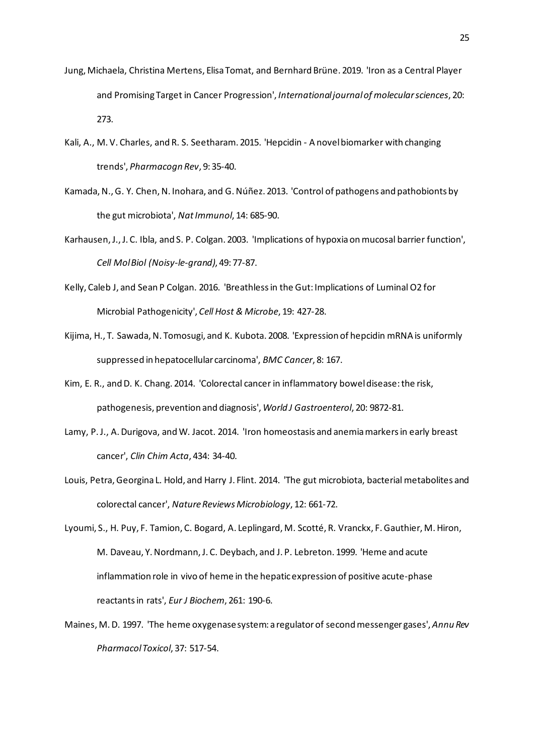Jung, Michaela, Christina Mertens, Elisa Tomat, and Bernhard Brüne. 2019. 'Iron as a Central Player and Promising Target in Cancer Progression', *International journal of molecular sciences*, 20: 273.

Kali, A., M. V. Charles, and R. S. Seetharam. 2015. 'Hepcidin - A novel biomarker with changing trends', *Pharmacogn Rev*, 9: 35-40.

Kamada, N., G. Y. Chen, N. Inohara, and G. Núñez. 2013. 'Control of pathogens and pathobionts by the gut microbiota', *Nat Immunol*, 14: 685-90.

Karhausen, J., J. C. Ibla, and S. P. Colgan. 2003. 'Implications of hypoxia on mucosal barrier function', *Cell Mol Biol (Noisy-le-grand)*, 49: 77-87.

Kelly, Caleb J, and Sean P Colgan. 2016. 'Breathless in the Gut: Implications of Luminal O2 for Microbial Pathogenicity', *Cell Host & Microbe*, 19: 427-28.

Kijima, H., T. Sawada, N. Tomosugi, and K. Kubota. 2008. 'Expression of hepcidin mRNA is uniformly suppressed in hepatocellular carcinoma', *BMC Cancer*, 8: 167.

Kim, E. R., and D. K. Chang. 2014. 'Colorectal cancer in inflammatory bowel disease: the risk, pathogenesis, prevention and diagnosis', *World J Gastroenterol*, 20: 9872-81.

Lamy, P. J., A. Durigova, and W. Jacot. 2014. 'Iron homeostasis and anemia markers in early breast cancer', *Clin Chim Acta*, 434: 34-40.

Louis, Petra, Georgina L. Hold, and Harry J. Flint. 2014. 'The gut microbiota, bacterial metabolites and colorectal cancer', *Nature Reviews Microbiology*, 12: 661-72.

Lyoumi, S., H. Puy, F. Tamion, C. Bogard, A. Leplingard, M. Scotté, R. Vranckx, F. Gauthier, M. Hiron, M. Daveau, Y. Nordmann, J. C. Deybach, and J. P. Lebreton. 1999. 'Heme and acute inflammation role in vivo of heme in the hepatic expression of positive acute-phase reactants in rats', *Eur J Biochem*, 261: 190-6.

Maines, M. D. 1997. 'The heme oxygenase system: a regulator of second messenger gases', *Annu Rev Pharmacol Toxicol*, 37: 517-54.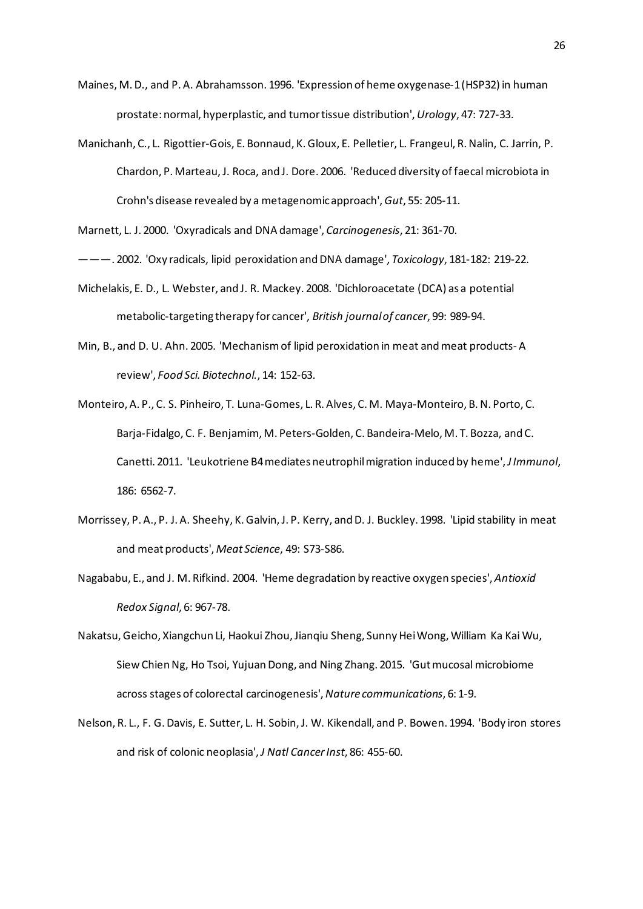Maines, M. D., and P. A. Abrahamsson. 1996. 'Expression of heme oxygenase-1 (HSP32) in human prostate: normal, hyperplastic, and tumor tissue distribution', *Urology*, 47: 727-33.

Manichanh, C., L. Rigottier-Gois, E. Bonnaud, K. Gloux, E. Pelletier, L. Frangeul, R. Nalin, C. Jarrin, P. Chardon, P. Marteau, J. Roca, and J. Dore. 2006. 'Reduced diversity of faecal microbiota in Crohn's disease revealed by a metagenomic approach', *Gut*, 55: 205-11.

Marnett, L. J. 2000. 'Oxyradicals and DNA damage', *Carcinogenesis*, 21: 361-70.

———. 2002. 'Oxy radicals, lipid peroxidation and DNA damage', *Toxicology*, 181-182: 219-22.

Michelakis, E. D., L. Webster, and J. R. Mackey. 2008. 'Dichloroacetate (DCA) as a potential metabolic-targeting therapy for cancer', *British journal of cancer*, 99: 989-94.

Min, B., and D. U. Ahn. 2005. 'Mechanism of lipid peroxidation in meat and meat products- A review', *Food Sci. Biotechnol.*, 14: 152-63.

Monteiro, A. P., C. S. Pinheiro, T. Luna-Gomes, L. R. Alves, C. M. Maya-Monteiro, B. N. Porto, C. Barja-Fidalgo, C. F. Benjamim, M. Peters-Golden, C. Bandeira-Melo, M. T. Bozza, and C. Canetti. 2011. 'Leukotriene B4 mediates neutrophil migration induced by heme', *J Immunol*, 186: 6562-7.

Morrissey, P. A., P. J. A. Sheehy, K. Galvin, J. P. Kerry, and D. J. Buckley. 1998. 'Lipid stability in meat and meat products', *Meat Science*, 49: S73-S86.

Nagababu, E., and J. M. Rifkind. 2004. 'Heme degradation by reactive oxygen species', *Antioxid Redox Signal*, 6: 967-78.

Nakatsu, Geicho, Xiangchun Li, Haokui Zhou, Jianqiu Sheng, Sunny Hei Wong, William Ka Kai Wu, Siew Chien Ng, Ho Tsoi, Yujuan Dong, and Ning Zhang. 2015. 'Gut mucosal microbiome across stages of colorectal carcinogenesis', *Nature communications*, 6: 1-9.

Nelson, R. L., F. G. Davis, E. Sutter, L. H. Sobin, J. W. Kikendall, and P. Bowen. 1994. 'Body iron stores and risk of colonic neoplasia', *J Natl Cancer Inst*, 86: 455-60.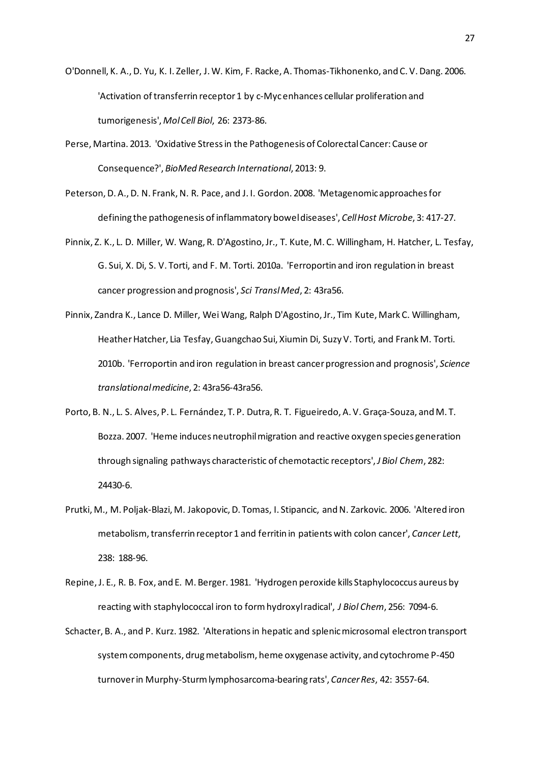O'Donnell, K. A., D. Yu, K. I. Zeller, J. W. Kim, F. Racke, A. Thomas-Tikhonenko, and C. V. Dang. 2006. 'Activation of transferrin receptor 1 by c-Myc enhances cellular proliferation and tumorigenesis', *Mol Cell Biol*, 26: 2373-86.

Perse, Martina. 2013. 'Oxidative Stress in the Pathogenesis of Colorectal Cancer: Cause or Consequence?', *BioMed Research International*, 2013: 9.

Peterson, D. A., D. N. Frank, N. R. Pace, and J. I. Gordon. 2008. 'Metagenomic approaches for defining the pathogenesis of inflammatory bowel diseases', *Cell Host Microbe*, 3: 417-27.

Pinnix, Z. K., L. D. Miller, W. Wang, R. D'Agostino, Jr., T. Kute, M. C. Willingham, H. Hatcher, L. Tesfay, G. Sui, X. Di, S. V. Torti, and F. M. Torti. 2010a. 'Ferroportin and iron regulation in breast cancer progression and prognosis', *Sci Transl Med*, 2: 43ra56.

Pinnix, Zandra K., Lance D. Miller, Wei Wang, Ralph D'Agostino, Jr., Tim Kute, Mark C. Willingham, Heather Hatcher, Lia Tesfay, Guangchao Sui, Xiumin Di, Suzy V. Torti, and Frank M. Torti. 2010b. 'Ferroportin and iron regulation in breast cancer progression and prognosis', *Science translational medicine*, 2: 43ra56-43ra56.

Porto, B. N., L. S. Alves, P. L. Fernández, T. P. Dutra, R. T. Figueiredo, A. V. Graça-Souza, and M. T. Bozza. 2007. 'Heme induces neutrophil migration and reactive oxygen species generation through signaling pathways characteristic of chemotactic receptors', *J Biol Chem*, 282: 24430-6.

Prutki, M., M. Poljak-Blazi, M. Jakopovic, D. Tomas, I. Stipancic, and N. Zarkovic. 2006. 'Altered iron metabolism, transferrin receptor 1 and ferritin in patients with colon cancer', *Cancer Lett*, 238: 188-96.

Repine, J. E., R. B. Fox, and E. M. Berger. 1981. 'Hydrogen peroxide kills Staphylococcus aureus by reacting with staphylococcal iron to form hydroxyl radical', *J Biol Chem*, 256: 7094-6.

Schacter, B. A., and P. Kurz. 1982. 'Alterations in hepatic and splenic microsomal electron transport system components, drug metabolism, heme oxygenase activity, and cytochrome P-450 turnover in Murphy-Sturm lymphosarcoma-bearing rats', *Cancer Res*, 42: 3557-64.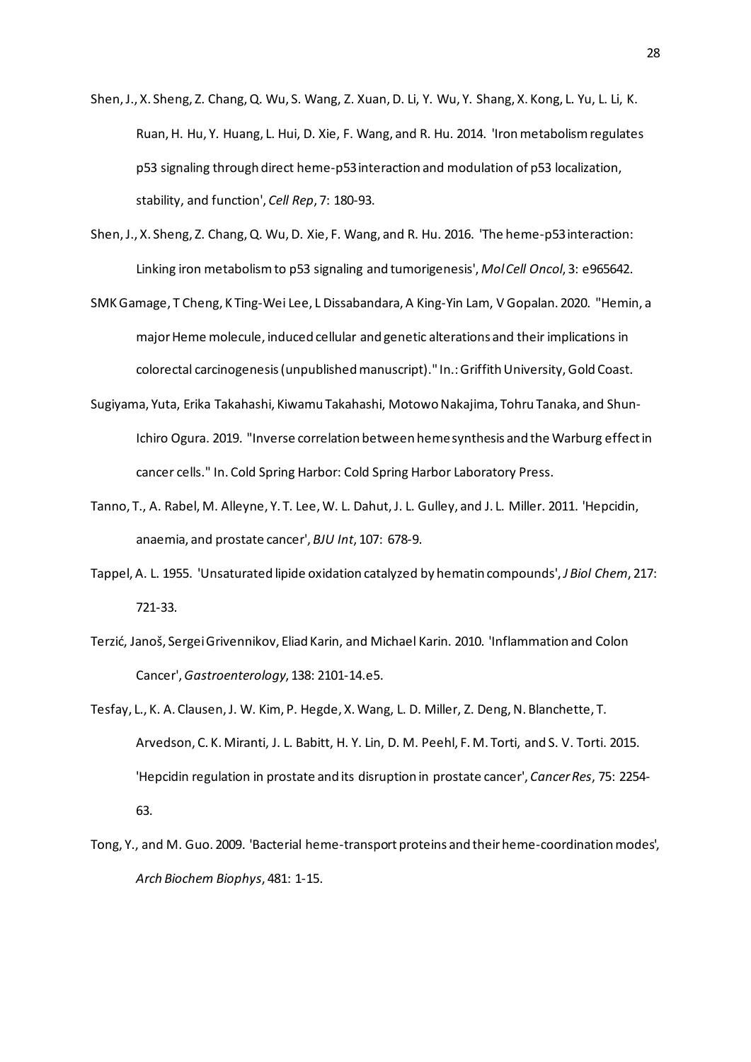Shen, J., X. Sheng, Z. Chang, Q. Wu, S. Wang, Z. Xuan, D. Li, Y. Wu, Y. Shang, X. Kong, L. Yu, L. Li, K. Ruan, H. Hu, Y. Huang, L. Hui, D. Xie, F. Wang, and R. Hu. 2014. 'Iron metabolism regulates p53 signaling through direct heme-p53 interaction and modulation of p53 localization, stability, and function', *Cell Rep*, 7: 180-93.

Shen, J., X. Sheng, Z. Chang, Q. Wu, D. Xie, F. Wang, and R. Hu. 2016. 'The heme-p53 interaction: Linking iron metabolism to p53 signaling and tumorigenesis', *Mol Cell Oncol*, 3: e965642.

SMK Gamage, T Cheng, K Ting-Wei Lee, L Dissabandara, A King-Yin Lam, V Gopalan. 2020. "Hemin, a major Heme molecule, induced cellular and genetic alterations and their implications in colorectal carcinogenesis (unpublished manuscript)." In.: Griffith University, Gold Coast.

Sugiyama, Yuta, Erika Takahashi, Kiwamu Takahashi, Motowo Nakajima, Tohru Tanaka, and Shun-Ichiro Ogura. 2019. "Inverse correlation between heme synthesis and the Warburg effect in cancer cells." In. Cold Spring Harbor: Cold Spring Harbor Laboratory Press.

Tanno, T., A. Rabel, M. Alleyne, Y. T. Lee, W. L. Dahut, J. L. Gulley, and J. L. Miller. 2011. 'Hepcidin, anaemia, and prostate cancer', *BJU Int*, 107: 678-9.

Tappel, A. L. 1955. 'Unsaturated lipide oxidation catalyzed by hematin compounds', *J Biol Chem*, 217: 721-33.

Terzić, Janoš, Sergei Grivennikov, Eliad Karin, and Michael Karin. 2010. 'Inflammation and Colon Cancer', *Gastroenterology*, 138: 2101-14.e5.

Tesfay, L., K. A. Clausen, J. W. Kim, P. Hegde, X. Wang, L. D. Miller, Z. Deng, N. Blanchette, T. Arvedson, C. K. Miranti, J. L. Babitt, H. Y. Lin, D. M. Peehl, F. M. Torti, and S. V. Torti. 2015. 'Hepcidin regulation in prostate and its disruption in prostate cancer', *Cancer Res*, 75: 2254-63.

Tong, Y., and M. Guo. 2009. 'Bacterial heme-transport proteins and their heme-coordination modes', *Arch Biochem Biophys*, 481: 1-15.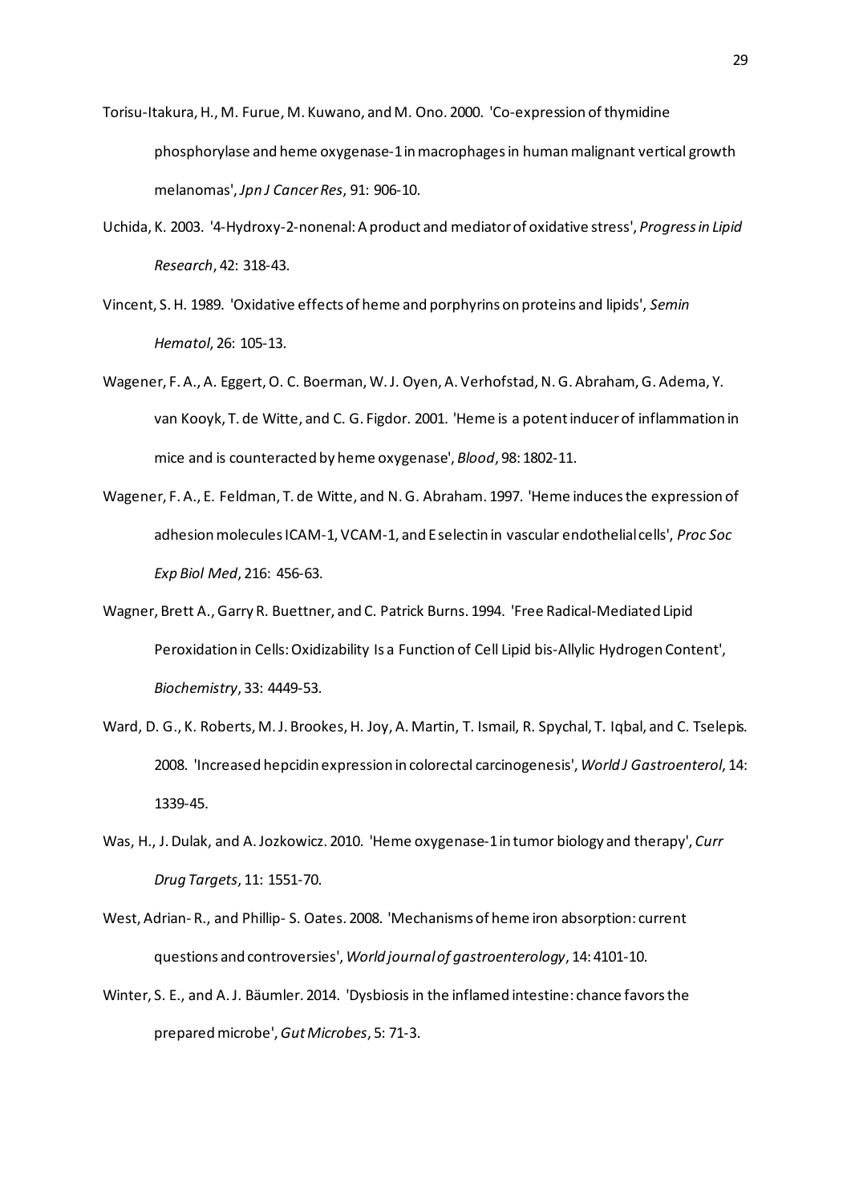Torisu-Itakura, H., M. Furue, M. Kuwano, and M. Ono. 2000. 'Co-expression of thymidine phosphorylase and heme oxygenase-1 in macrophages in human malignant vertical growth melanomas', *Jpn J Cancer Res*, 91: 906-10.

Uchida, K. 2003. '4-Hydroxy-2-nonenal: A product and mediator of oxidative stress', *Progress in Lipid Research*, 42: 318-43.

Vincent, S. H. 1989. 'Oxidative effects of heme and porphyrins on proteins and lipids', *Semin Hematol*, 26: 105-13.

Wagener, F. A., A. Eggert, O. C. Boerman, W. J. Oyen, A. Verhofstad, N. G. Abraham, G. Adema, Y. van Kooyk, T. de Witte, and C. G. Figdor. 2001. 'Heme is a potent inducer of inflammation in mice and is counteracted by heme oxygenase', *Blood*, 98: 1802-11.

Wagener, F. A., E. Feldman, T. de Witte, and N. G. Abraham. 1997. 'Heme induces the expression of adhesion molecules ICAM-1, VCAM-1, and E selectin in vascular endothelial cells', *Proc Soc Exp Biol Med*, 216: 456-63.

Wagner, Brett A., Garry R. Buettner, and C. Patrick Burns. 1994. 'Free Radical-Mediated Lipid Peroxidation in Cells: Oxidizability Is a Function of Cell Lipid bis-Allylic Hydrogen Content', *Biochemistry*, 33: 4449-53.

Ward, D. G., K. Roberts, M. J. Brookes, H. Joy, A. Martin, T. Ismail, R. Spychal, T. Iqbal, and C. Tselepis. 2008. 'Increased hepcidin expression in colorectal carcinogenesis', *World J Gastroenterol*, 14: 1339-45.

Was, H., J. Dulak, and A. Jozkowicz. 2010. 'Heme oxygenase-1 in tumor biology and therapy', *Curr Drug Targets*, 11: 1551-70.

West, Adrian- R., and Phillip- S. Oates. 2008. 'Mechanisms of heme iron absorption: current questions and controversies', *World journal of gastroenterology*, 14: 4101-10.

Winter, S. E., and A. J. Bäumler. 2014. 'Dysbiosis in the inflamed intestine: chance favors the prepared microbe', *Gut Microbes*, 5: 71-3.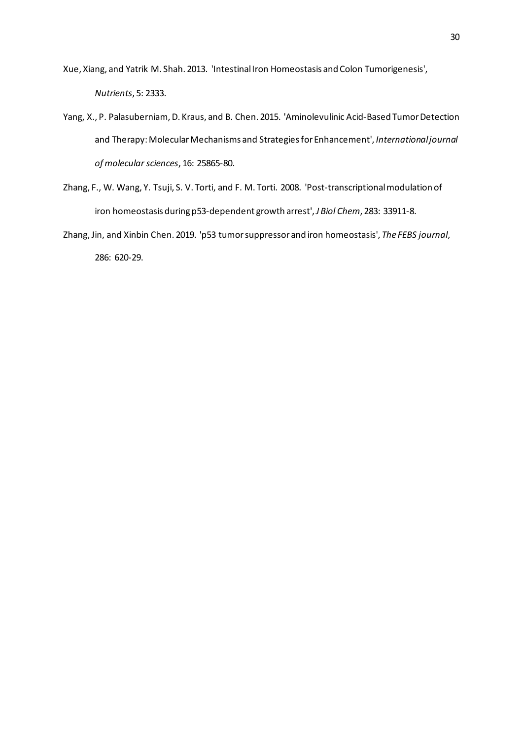Xue, Xiang, and Yatrik M. Shah. 2013. 'Intestinal Iron Homeostasis and Colon Tumorigenesis', *Nutrients*, 5: 2333.

Yang, X., P. Palasuberniam, D. Kraus, and B. Chen. 2015. 'Aminolevulinic Acid-Based Tumor Detection and Therapy: Molecular Mechanisms and Strategies for Enhancement', *International journal of molecular sciences*, 16: 25865-80.

Zhang, F., W. Wang, Y. Tsuji, S. V. Torti, and F. M. Torti. 2008. 'Post-transcriptional modulation of iron homeostasis during p53-dependent growth arrest', *J Biol Chem*, 283: 33911-8.

Zhang, Jin, and Xinbin Chen. 2019. 'p53 tumor suppressor and iron homeostasis', *The FEBS journal*, 286: 620-29.